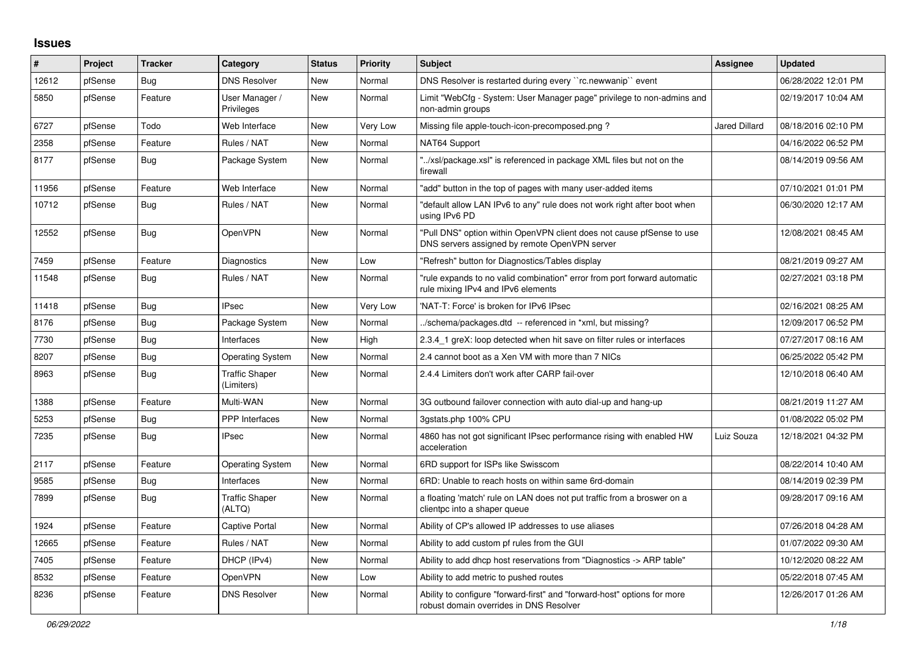# Issues

| # | Project | Tracker | Category | Status | Priority | Subject | Assignee | Updated |
|---|---|---|---|---|---|---|---|---|
| 12612 | pfSense | Bug | DNS Resolver | New | Normal | DNS Resolver is restarted during every ``rc.newwanip`` event | | 06/28/2022 12:01 PM |
| 5850 | pfSense | Feature | User Manager / Privileges | New | Normal | Limit "WebCfg - System: User Manager page" privilege to non-admins and non-admin groups | | 02/19/2017 10:04 AM |
| 6727 | pfSense | Todo | Web Interface | New | Very Low | Missing file apple-touch-icon-precomposed.png ? | Jared Dillard | 08/18/2016 02:10 PM |
| 2358 | pfSense | Feature | Rules / NAT | New | Normal | NAT64 Support | | 04/16/2022 06:52 PM |
| 8177 | pfSense | Bug | Package System | New | Normal | "../xsl/package.xsl" is referenced in package XML files but not on the firewall | | 08/14/2019 09:56 AM |
| 11956 | pfSense | Feature | Web Interface | New | Normal | "add" button in the top of pages with many user-added items | | 07/10/2021 01:01 PM |
| 10712 | pfSense | Bug | Rules / NAT | New | Normal | "default allow LAN IPv6 to any" rule does not work right after boot when using IPv6 PD | | 06/30/2020 12:17 AM |
| 12552 | pfSense | Bug | OpenVPN | New | Normal | "Pull DNS" option within OpenVPN client does not cause pfSense to use DNS servers assigned by remote OpenVPN server | | 12/08/2021 08:45 AM |
| 7459 | pfSense | Feature | Diagnostics | New | Low | "Refresh" button for Diagnostics/Tables display | | 08/21/2019 09:27 AM |
| 11548 | pfSense | Bug | Rules / NAT | New | Normal | "rule expands to no valid combination" error from port forward automatic rule mixing IPv4 and IPv6 elements | | 02/27/2021 03:18 PM |
| 11418 | pfSense | Bug | IPsec | New | Very Low | 'NAT-T: Force' is broken for IPv6 IPsec | | 02/16/2021 08:25 AM |
| 8176 | pfSense | Bug | Package System | New | Normal | ../schema/packages.dtd -- referenced in *xml, but missing? | | 12/09/2017 06:52 PM |
| 7730 | pfSense | Bug | Interfaces | New | High | 2.3.4_1 greX: loop detected when hit save on filter rules or interfaces | | 07/27/2017 08:16 AM |
| 8207 | pfSense | Bug | Operating System | New | Normal | 2.4 cannot boot as a Xen VM with more than 7 NICs | | 06/25/2022 05:42 PM |
| 8963 | pfSense | Bug | Traffic Shaper (Limiters) | New | Normal | 2.4.4 Limiters don't work after CARP fail-over | | 12/10/2018 06:40 AM |
| 1388 | pfSense | Feature | Multi-WAN | New | Normal | 3G outbound failover connection with auto dial-up and hang-up | | 08/21/2019 11:27 AM |
| 5253 | pfSense | Bug | PPP Interfaces | New | Normal | 3gstats.php 100% CPU | | 01/08/2022 05:02 PM |
| 7235 | pfSense | Bug | IPsec | New | Normal | 4860 has not got significant IPsec performance rising with enabled HW acceleration | Luiz Souza | 12/18/2021 04:32 PM |
| 2117 | pfSense | Feature | Operating System | New | Normal | 6RD support for ISPs like Swisscom | | 08/22/2014 10:40 AM |
| 9585 | pfSense | Bug | Interfaces | New | Normal | 6RD: Unable to reach hosts on within same 6rd-domain | | 08/14/2019 02:39 PM |
| 7899 | pfSense | Bug | Traffic Shaper (ALTQ) | New | Normal | a floating 'match' rule on LAN does not put traffic from a broswer on a clientpc into a shaper queue | | 09/28/2017 09:16 AM |
| 1924 | pfSense | Feature | Captive Portal | New | Normal | Ability of CP's allowed IP addresses to use aliases | | 07/26/2018 04:28 AM |
| 12665 | pfSense | Feature | Rules / NAT | New | Normal | Ability to add custom pf rules from the GUI | | 01/07/2022 09:30 AM |
| 7405 | pfSense | Feature | DHCP (IPv4) | New | Normal | Ability to add dhcp host reservations from "Diagnostics -> ARP table" | | 10/12/2020 08:22 AM |
| 8532 | pfSense | Feature | OpenVPN | New | Low | Ability to add metric to pushed routes | | 05/22/2018 07:45 AM |
| 8236 | pfSense | Feature | DNS Resolver | New | Normal | Ability to configure "forward-first" and "forward-host" options for more robust domain overrides in DNS Resolver | | 12/26/2017 01:26 AM |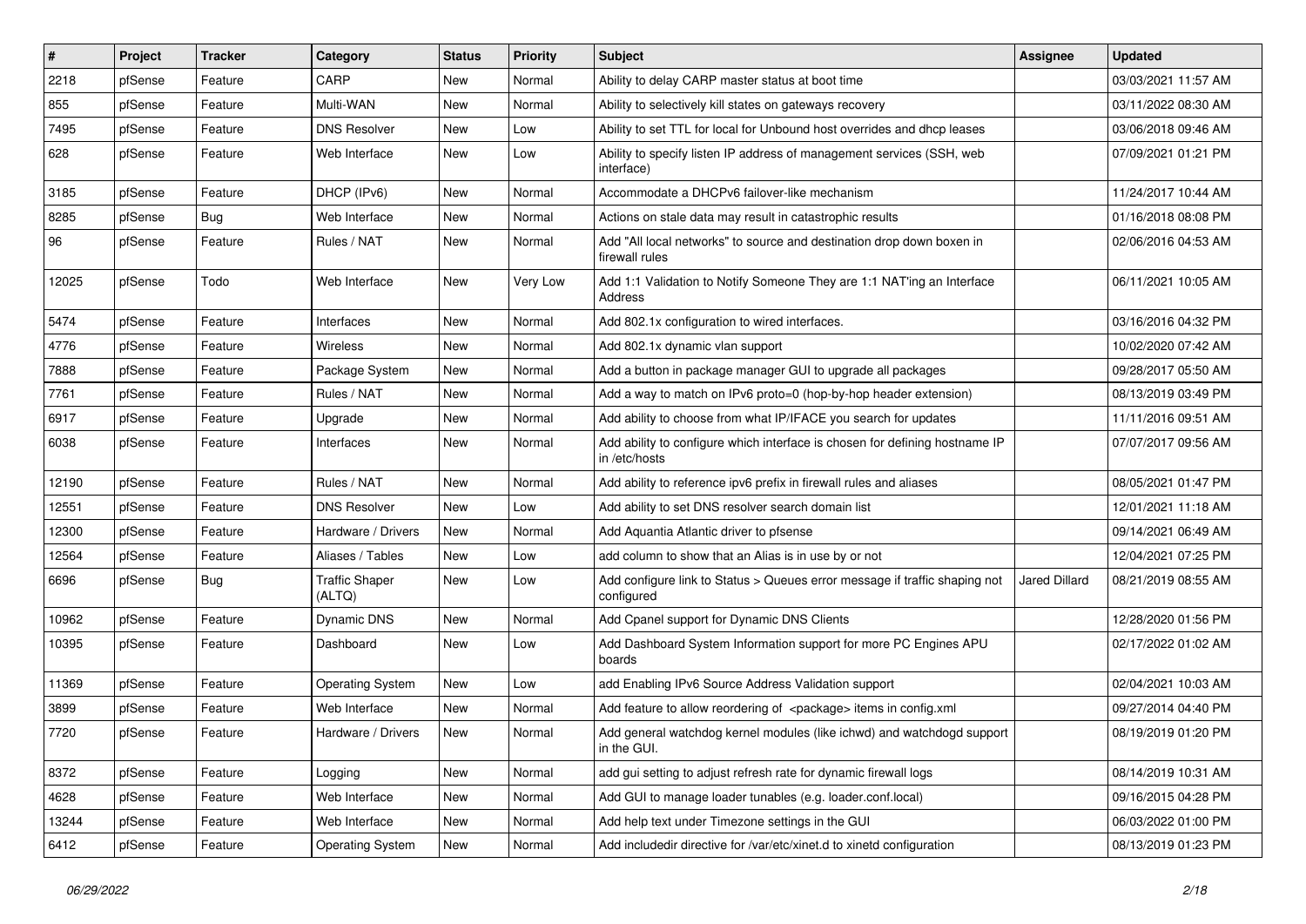| # | Project | Tracker | Category | Status | Priority | Subject | Assignee | Updated |
|---|---|---|---|---|---|---|---|---|
| 2218 | pfSense | Feature | CARP | New | Normal | Ability to delay CARP master status at boot time | | 03/03/2021 11:57 AM |
| 855 | pfSense | Feature | Multi-WAN | New | Normal | Ability to selectively kill states on gateways recovery | | 03/11/2022 08:30 AM |
| 7495 | pfSense | Feature | DNS Resolver | New | Low | Ability to set TTL for local for Unbound host overrides and dhcp leases | | 03/06/2018 09:46 AM |
| 628 | pfSense | Feature | Web Interface | New | Low | Ability to specify listen IP address of management services (SSH, web interface) | | 07/09/2021 01:21 PM |
| 3185 | pfSense | Feature | DHCP (IPv6) | New | Normal | Accommodate a DHCPv6 failover-like mechanism | | 11/24/2017 10:44 AM |
| 8285 | pfSense | Bug | Web Interface | New | Normal | Actions on stale data may result in catastrophic results | | 01/16/2018 08:08 PM |
| 96 | pfSense | Feature | Rules / NAT | New | Normal | Add "All local networks" to source and destination drop down boxen in firewall rules | | 02/06/2016 04:53 AM |
| 12025 | pfSense | Todo | Web Interface | New | Very Low | Add 1:1 Validation to Notify Someone They are 1:1 NAT'ing an Interface Address | | 06/11/2021 10:05 AM |
| 5474 | pfSense | Feature | Interfaces | New | Normal | Add 802.1x configuration to wired interfaces. | | 03/16/2016 04:32 PM |
| 4776 | pfSense | Feature | Wireless | New | Normal | Add 802.1x dynamic vlan support | | 10/02/2020 07:42 AM |
| 7888 | pfSense | Feature | Package System | New | Normal | Add a button in package manager GUI to upgrade all packages | | 09/28/2017 05:50 AM |
| 7761 | pfSense | Feature | Rules / NAT | New | Normal | Add a way to match on IPv6 proto=0 (hop-by-hop header extension) | | 08/13/2019 03:49 PM |
| 6917 | pfSense | Feature | Upgrade | New | Normal | Add ability to choose from what IP/IFACE you search for updates | | 11/11/2016 09:51 AM |
| 6038 | pfSense | Feature | Interfaces | New | Normal | Add ability to configure which interface is chosen for defining hostname IP in /etc/hosts | | 07/07/2017 09:56 AM |
| 12190 | pfSense | Feature | Rules / NAT | New | Normal | Add ability to reference ipv6 prefix in firewall rules and aliases | | 08/05/2021 01:47 PM |
| 12551 | pfSense | Feature | DNS Resolver | New | Low | Add ability to set DNS resolver search domain list | | 12/01/2021 11:18 AM |
| 12300 | pfSense | Feature | Hardware / Drivers | New | Normal | Add Aquantia Atlantic driver to pfsense | | 09/14/2021 06:49 AM |
| 12564 | pfSense | Feature | Aliases / Tables | New | Low | add column to show that an Alias is in use by or not | | 12/04/2021 07:25 PM |
| 6696 | pfSense | Bug | Traffic Shaper (ALTQ) | New | Low | Add configure link to Status > Queues error message if traffic shaping not configured | Jared Dillard | 08/21/2019 08:55 AM |
| 10962 | pfSense | Feature | Dynamic DNS | New | Normal | Add Cpanel support for Dynamic DNS Clients | | 12/28/2020 01:56 PM |
| 10395 | pfSense | Feature | Dashboard | New | Low | Add Dashboard System Information support for more PC Engines APU boards | | 02/17/2022 01:02 AM |
| 11369 | pfSense | Feature | Operating System | New | Low | add Enabling IPv6 Source Address Validation support | | 02/04/2021 10:03 AM |
| 3899 | pfSense | Feature | Web Interface | New | Normal | Add feature to allow reordering of <package> items in config.xml | | 09/27/2014 04:40 PM |
| 7720 | pfSense | Feature | Hardware / Drivers | New | Normal | Add general watchdog kernel modules (like ichwd) and watchdogd support in the GUI. | | 08/19/2019 01:20 PM |
| 8372 | pfSense | Feature | Logging | New | Normal | add gui setting to adjust refresh rate for dynamic firewall logs | | 08/14/2019 10:31 AM |
| 4628 | pfSense | Feature | Web Interface | New | Normal | Add GUI to manage loader tunables (e.g. loader.conf.local) | | 09/16/2015 04:28 PM |
| 13244 | pfSense | Feature | Web Interface | New | Normal | Add help text under Timezone settings in the GUI | | 06/03/2022 01:00 PM |
| 6412 | pfSense | Feature | Operating System | New | Normal | Add includedir directive for /var/etc/xinet.d to xinetd configuration | | 08/13/2019 01:23 PM |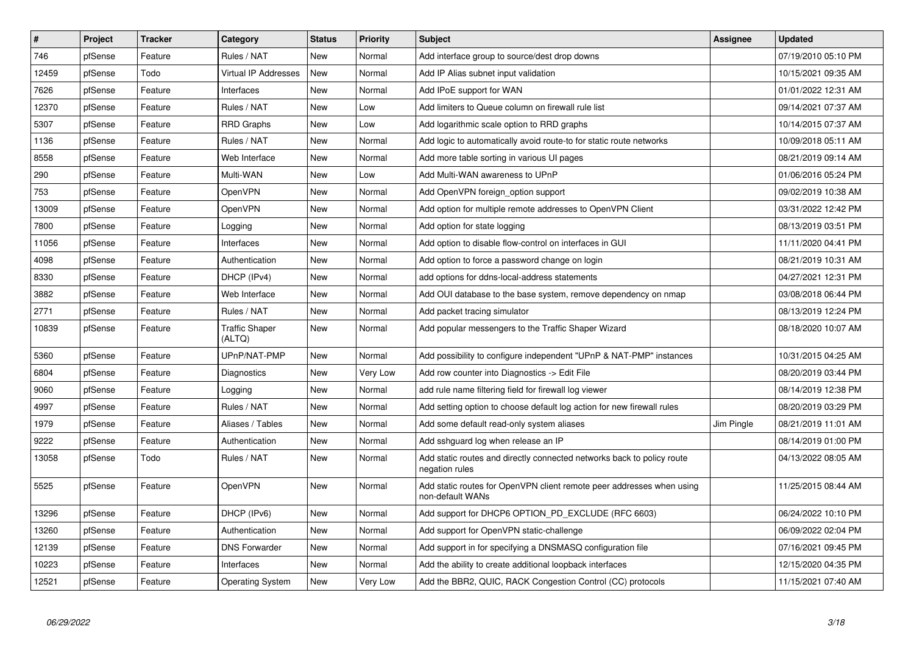| # | Project | Tracker | Category | Status | Priority | Subject | Assignee | Updated |
|---|---|---|---|---|---|---|---|---|
| 746 | pfSense | Feature | Rules / NAT | New | Normal | Add interface group to source/dest drop downs | | 07/19/2010 05:10 PM |
| 12459 | pfSense | Todo | Virtual IP Addresses | New | Normal | Add IP Alias subnet input validation | | 10/15/2021 09:35 AM |
| 7626 | pfSense | Feature | Interfaces | New | Normal | Add IPoE support for WAN | | 01/01/2022 12:31 AM |
| 12370 | pfSense | Feature | Rules / NAT | New | Low | Add limiters to Queue column on firewall rule list | | 09/14/2021 07:37 AM |
| 5307 | pfSense | Feature | RRD Graphs | New | Low | Add logarithmic scale option to RRD graphs | | 10/14/2015 07:37 AM |
| 1136 | pfSense | Feature | Rules / NAT | New | Normal | Add logic to automatically avoid route-to for static route networks | | 10/09/2018 05:11 AM |
| 8558 | pfSense | Feature | Web Interface | New | Normal | Add more table sorting in various UI pages | | 08/21/2019 09:14 AM |
| 290 | pfSense | Feature | Multi-WAN | New | Low | Add Multi-WAN awareness to UPnP | | 01/06/2016 05:24 PM |
| 753 | pfSense | Feature | OpenVPN | New | Normal | Add OpenVPN foreign_option support | | 09/02/2019 10:38 AM |
| 13009 | pfSense | Feature | OpenVPN | New | Normal | Add option for multiple remote addresses to OpenVPN Client | | 03/31/2022 12:42 PM |
| 7800 | pfSense | Feature | Logging | New | Normal | Add option for state logging | | 08/13/2019 03:51 PM |
| 11056 | pfSense | Feature | Interfaces | New | Normal | Add option to disable flow-control on interfaces in GUI | | 11/11/2020 04:41 PM |
| 4098 | pfSense | Feature | Authentication | New | Normal | Add option to force a password change on login | | 08/21/2019 10:31 AM |
| 8330 | pfSense | Feature | DHCP (IPv4) | New | Normal | add options for ddns-local-address statements | | 04/27/2021 12:31 PM |
| 3882 | pfSense | Feature | Web Interface | New | Normal | Add OUI database to the base system, remove dependency on nmap | | 03/08/2018 06:44 PM |
| 2771 | pfSense | Feature | Rules / NAT | New | Normal | Add packet tracing simulator | | 08/13/2019 12:24 PM |
| 10839 | pfSense | Feature | Traffic Shaper (ALTQ) | New | Normal | Add popular messengers to the Traffic Shaper Wizard | | 08/18/2020 10:07 AM |
| 5360 | pfSense | Feature | UPnP/NAT-PMP | New | Normal | Add possibility to configure independent "UPnP & NAT-PMP" instances | | 10/31/2015 04:25 AM |
| 6804 | pfSense | Feature | Diagnostics | New | Very Low | Add row counter into Diagnostics -> Edit File | | 08/20/2019 03:44 PM |
| 9060 | pfSense | Feature | Logging | New | Normal | add rule name filtering field for firewall log viewer | | 08/14/2019 12:38 PM |
| 4997 | pfSense | Feature | Rules / NAT | New | Normal | Add setting option to choose default log action for new firewall rules | | 08/20/2019 03:29 PM |
| 1979 | pfSense | Feature | Aliases / Tables | New | Normal | Add some default read-only system aliases | Jim Pingle | 08/21/2019 11:01 AM |
| 9222 | pfSense | Feature | Authentication | New | Normal | Add sshguard log when release an IP | | 08/14/2019 01:00 PM |
| 13058 | pfSense | Todo | Rules / NAT | New | Normal | Add static routes and directly connected networks back to policy route negation rules | | 04/13/2022 08:05 AM |
| 5525 | pfSense | Feature | OpenVPN | New | Normal | Add static routes for OpenVPN client remote peer addresses when using non-default WANs | | 11/25/2015 08:44 AM |
| 13296 | pfSense | Feature | DHCP (IPv6) | New | Normal | Add support for DHCP6 OPTION_PD_EXCLUDE (RFC 6603) | | 06/24/2022 10:10 PM |
| 13260 | pfSense | Feature | Authentication | New | Normal | Add support for OpenVPN static-challenge | | 06/09/2022 02:04 PM |
| 12139 | pfSense | Feature | DNS Forwarder | New | Normal | Add support in for specifying a DNSMASQ configuration file | | 07/16/2021 09:45 PM |
| 10223 | pfSense | Feature | Interfaces | New | Normal | Add the ability to create additional loopback interfaces | | 12/15/2020 04:35 PM |
| 12521 | pfSense | Feature | Operating System | New | Very Low | Add the BBR2, QUIC, RACK Congestion Control (CC) protocols | | 11/15/2021 07:40 AM |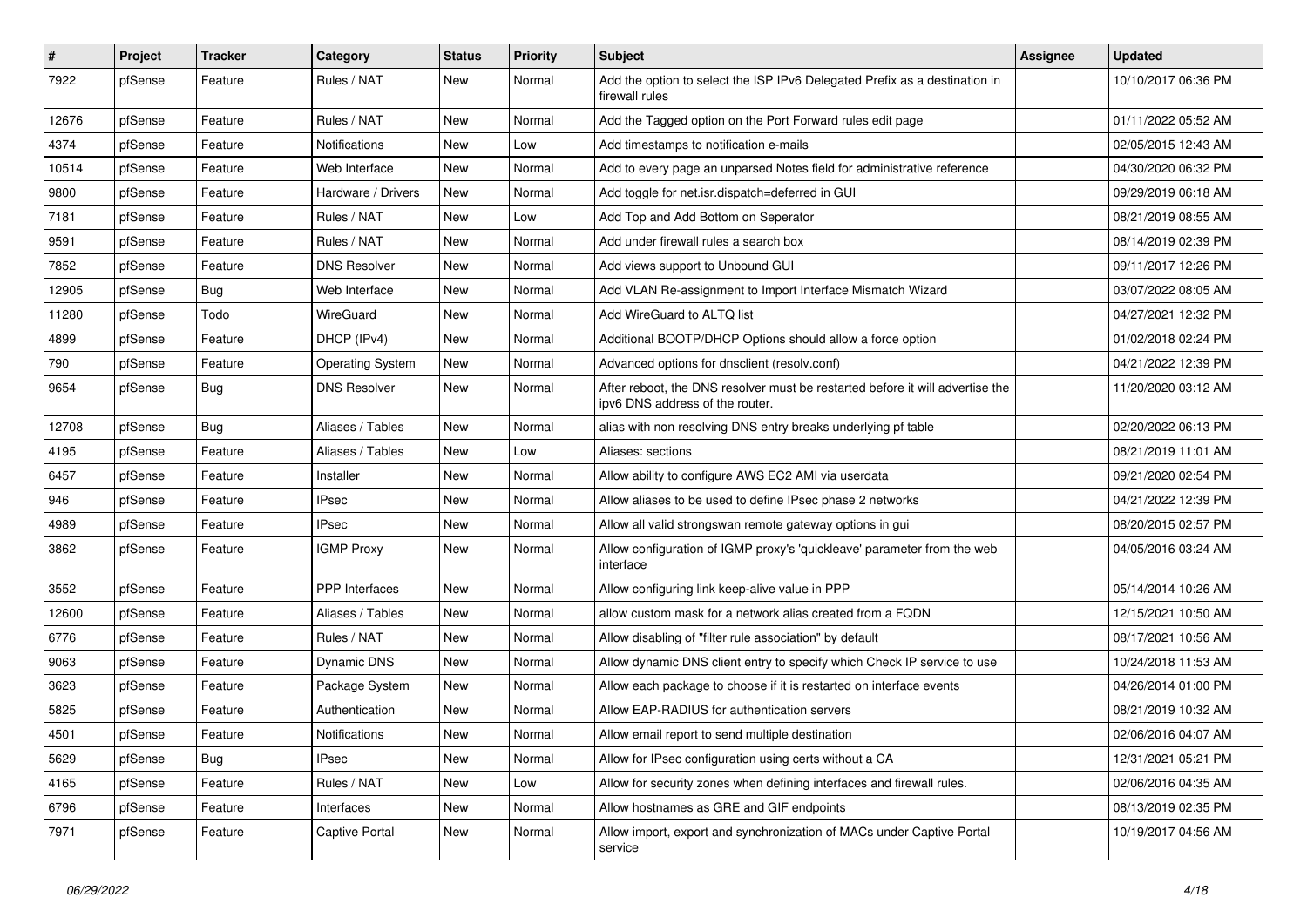| # | Project | Tracker | Category | Status | Priority | Subject | Assignee | Updated |
|---|---|---|---|---|---|---|---|---|
| 7922 | pfSense | Feature | Rules / NAT | New | Normal | Add the option to select the ISP IPv6 Delegated Prefix as a destination in firewall rules | | 10/10/2017 06:36 PM |
| 12676 | pfSense | Feature | Rules / NAT | New | Normal | Add the Tagged option on the Port Forward rules edit page | | 01/11/2022 05:52 AM |
| 4374 | pfSense | Feature | Notifications | New | Low | Add timestamps to notification e-mails | | 02/05/2015 12:43 AM |
| 10514 | pfSense | Feature | Web Interface | New | Normal | Add to every page an unparsed Notes field for administrative reference | | 04/30/2020 06:32 PM |
| 9800 | pfSense | Feature | Hardware / Drivers | New | Normal | Add toggle for net.isr.dispatch=deferred in GUI | | 09/29/2019 06:18 AM |
| 7181 | pfSense | Feature | Rules / NAT | New | Low | Add Top and Add Bottom on Seperator | | 08/21/2019 08:55 AM |
| 9591 | pfSense | Feature | Rules / NAT | New | Normal | Add under firewall rules a search box | | 08/14/2019 02:39 PM |
| 7852 | pfSense | Feature | DNS Resolver | New | Normal | Add views support to Unbound GUI | | 09/11/2017 12:26 PM |
| 12905 | pfSense | Bug | Web Interface | New | Normal | Add VLAN Re-assignment to Import Interface Mismatch Wizard | | 03/07/2022 08:05 AM |
| 11280 | pfSense | Todo | WireGuard | New | Normal | Add WireGuard to ALTQ list | | 04/27/2021 12:32 PM |
| 4899 | pfSense | Feature | DHCP (IPv4) | New | Normal | Additional BOOTP/DHCP Options should allow a force option | | 01/02/2018 02:24 PM |
| 790 | pfSense | Feature | Operating System | New | Normal | Advanced options for dnsclient (resolv.conf) | | 04/21/2022 12:39 PM |
| 9654 | pfSense | Bug | DNS Resolver | New | Normal | After reboot, the DNS resolver must be restarted before it will advertise the ipv6 DNS address of the router. | | 11/20/2020 03:12 AM |
| 12708 | pfSense | Bug | Aliases / Tables | New | Normal | alias with non resolving DNS entry breaks underlying pf table | | 02/20/2022 06:13 PM |
| 4195 | pfSense | Feature | Aliases / Tables | New | Low | Aliases: sections | | 08/21/2019 11:01 AM |
| 6457 | pfSense | Feature | Installer | New | Normal | Allow ability to configure AWS EC2 AMI via userdata | | 09/21/2020 02:54 PM |
| 946 | pfSense | Feature | IPsec | New | Normal | Allow aliases to be used to define IPsec phase 2 networks | | 04/21/2022 12:39 PM |
| 4989 | pfSense | Feature | IPsec | New | Normal | Allow all valid strongswan remote gateway options in gui | | 08/20/2015 02:57 PM |
| 3862 | pfSense | Feature | IGMP Proxy | New | Normal | Allow configuration of IGMP proxy's 'quickleave' parameter from the web interface | | 04/05/2016 03:24 AM |
| 3552 | pfSense | Feature | PPP Interfaces | New | Normal | Allow configuring link keep-alive value in PPP | | 05/14/2014 10:26 AM |
| 12600 | pfSense | Feature | Aliases / Tables | New | Normal | allow custom mask for a network alias created from a FQDN | | 12/15/2021 10:50 AM |
| 6776 | pfSense | Feature | Rules / NAT | New | Normal | Allow disabling of "filter rule association" by default | | 08/17/2021 10:56 AM |
| 9063 | pfSense | Feature | Dynamic DNS | New | Normal | Allow dynamic DNS client entry to specify which Check IP service to use | | 10/24/2018 11:53 AM |
| 3623 | pfSense | Feature | Package System | New | Normal | Allow each package to choose if it is restarted on interface events | | 04/26/2014 01:00 PM |
| 5825 | pfSense | Feature | Authentication | New | Normal | Allow EAP-RADIUS for authentication servers | | 08/21/2019 10:32 AM |
| 4501 | pfSense | Feature | Notifications | New | Normal | Allow email report to send multiple destination | | 02/06/2016 04:07 AM |
| 5629 | pfSense | Bug | IPsec | New | Normal | Allow for IPsec configuration using certs without a CA | | 12/31/2021 05:21 PM |
| 4165 | pfSense | Feature | Rules / NAT | New | Low | Allow for security zones when defining interfaces and firewall rules. | | 02/06/2016 04:35 AM |
| 6796 | pfSense | Feature | Interfaces | New | Normal | Allow hostnames as GRE and GIF endpoints | | 08/13/2019 02:35 PM |
| 7971 | pfSense | Feature | Captive Portal | New | Normal | Allow import, export and synchronization of MACs under Captive Portal service | | 10/19/2017 04:56 AM |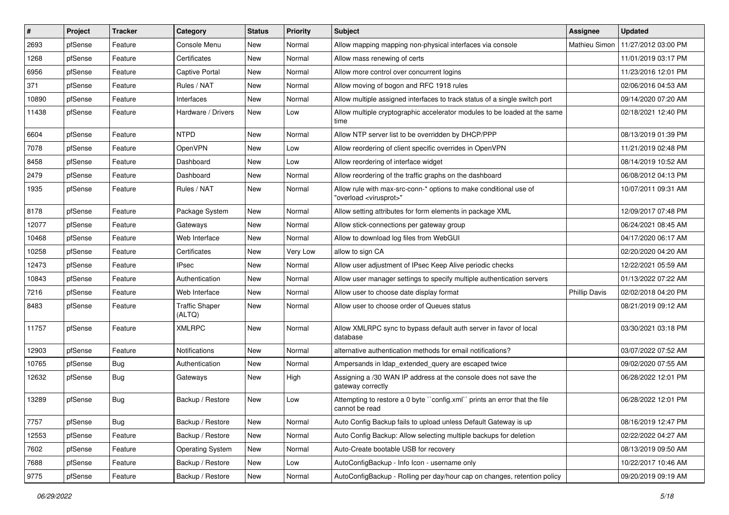| # | Project | Tracker | Category | Status | Priority | Subject | Assignee | Updated |
|---|---|---|---|---|---|---|---|---|
| 2693 | pfSense | Feature | Console Menu | New | Normal | Allow mapping mapping non-physical interfaces via console | Mathieu Simon | 11/27/2012 03:00 PM |
| 1268 | pfSense | Feature | Certificates | New | Normal | Allow mass renewing of certs | | 11/01/2019 03:17 PM |
| 6956 | pfSense | Feature | Captive Portal | New | Normal | Allow more control over concurrent logins | | 11/23/2016 12:01 PM |
| 371 | pfSense | Feature | Rules / NAT | New | Normal | Allow moving of bogon and RFC 1918 rules | | 02/06/2016 04:53 AM |
| 10890 | pfSense | Feature | Interfaces | New | Normal | Allow multiple assigned interfaces to track status of a single switch port | | 09/14/2020 07:20 AM |
| 11438 | pfSense | Feature | Hardware / Drivers | New | Low | Allow multiple cryptographic accelerator modules to be loaded at the same time | | 02/18/2021 12:40 PM |
| 6604 | pfSense | Feature | NTPD | New | Normal | Allow NTP server list to be overridden by DHCP/PPP | | 08/13/2019 01:39 PM |
| 7078 | pfSense | Feature | OpenVPN | New | Low | Allow reordering of client specific overrides in OpenVPN | | 11/21/2019 02:48 PM |
| 8458 | pfSense | Feature | Dashboard | New | Low | Allow reordering of interface widget | | 08/14/2019 10:52 AM |
| 2479 | pfSense | Feature | Dashboard | New | Normal | Allow reordering of the traffic graphs on the dashboard | | 06/08/2012 04:13 PM |
| 1935 | pfSense | Feature | Rules / NAT | New | Normal | Allow rule with max-src-conn-* options to make conditional use of "overload <virusprot>" | | 10/07/2011 09:31 AM |
| 8178 | pfSense | Feature | Package System | New | Normal | Allow setting attributes for form elements in package XML | | 12/09/2017 07:48 PM |
| 12077 | pfSense | Feature | Gateways | New | Normal | Allow stick-connections per gateway group | | 06/24/2021 08:45 AM |
| 10468 | pfSense | Feature | Web Interface | New | Normal | Allow to download log files from WebGUI | | 04/17/2020 06:17 AM |
| 10258 | pfSense | Feature | Certificates | New | Very Low | allow to sign CA | | 02/20/2020 04:20 AM |
| 12473 | pfSense | Feature | IPsec | New | Normal | Allow user adjustment of IPsec Keep Alive periodic checks | | 12/22/2021 05:59 AM |
| 10843 | pfSense | Feature | Authentication | New | Normal | Allow user manager settings to specify multiple authentication servers | | 01/13/2022 07:22 AM |
| 7216 | pfSense | Feature | Web Interface | New | Normal | Allow user to choose date display format | Phillip Davis | 02/02/2018 04:20 PM |
| 8483 | pfSense | Feature | Traffic Shaper (ALTQ) | New | Normal | Allow user to choose order of Queues status | | 08/21/2019 09:12 AM |
| 11757 | pfSense | Feature | XMLRPC | New | Normal | Allow XMLRPC sync to bypass default auth server in favor of local database | | 03/30/2021 03:18 PM |
| 12903 | pfSense | Feature | Notifications | New | Normal | alternative authentication methods for email notifications? | | 03/07/2022 07:52 AM |
| 10765 | pfSense | Bug | Authentication | New | Normal | Ampersands in ldap_extended_query are escaped twice | | 09/02/2020 07:55 AM |
| 12632 | pfSense | Bug | Gateways | New | High | Assigning a /30 WAN IP address at the console does not save the gateway correctly | | 06/28/2022 12:01 PM |
| 13289 | pfSense | Bug | Backup / Restore | New | Low | Attempting to restore a 0 byte ``config.xml`` prints an error that the file cannot be read | | 06/28/2022 12:01 PM |
| 7757 | pfSense | Bug | Backup / Restore | New | Normal | Auto Config Backup fails to upload unless Default Gateway is up | | 08/16/2019 12:47 PM |
| 12553 | pfSense | Feature | Backup / Restore | New | Normal | Auto Config Backup: Allow selecting multiple backups for deletion | | 02/22/2022 04:27 AM |
| 7602 | pfSense | Feature | Operating System | New | Normal | Auto-Create bootable USB for recovery | | 08/13/2019 09:50 AM |
| 7688 | pfSense | Feature | Backup / Restore | New | Low | AutoConfigBackup - Info Icon - username only | | 10/22/2017 10:46 AM |
| 9775 | pfSense | Feature | Backup / Restore | New | Normal | AutoConfigBackup - Rolling per day/hour cap on changes, retention policy | | 09/20/2019 09:19 AM |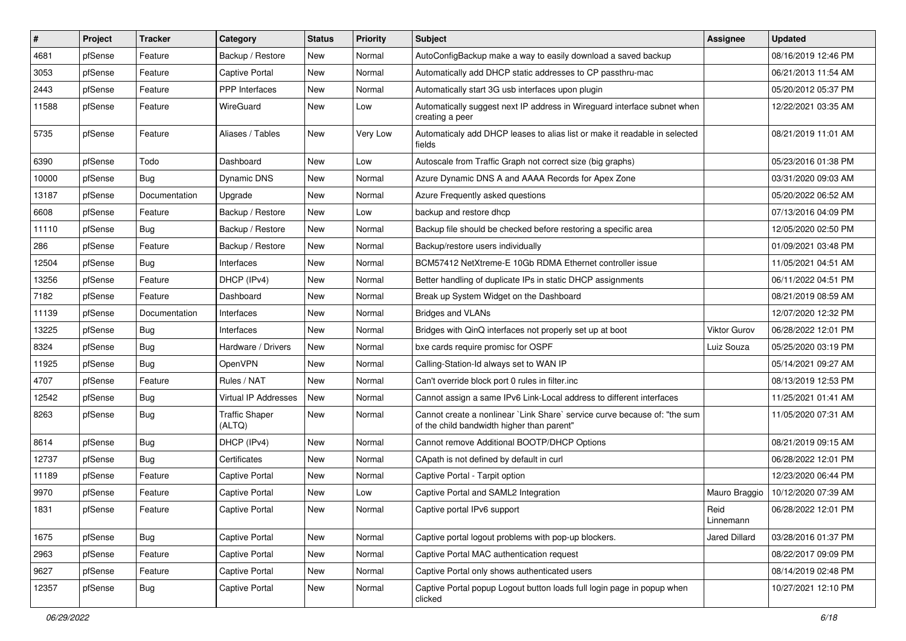| # | Project | Tracker | Category | Status | Priority | Subject | Assignee | Updated |
|---|---|---|---|---|---|---|---|---|
| 4681 | pfSense | Feature | Backup / Restore | New | Normal | AutoConfigBackup make a way to easily download a saved backup | | 08/16/2019 12:46 PM |
| 3053 | pfSense | Feature | Captive Portal | New | Normal | Automatically add DHCP static addresses to CP passthru-mac | | 06/21/2013 11:54 AM |
| 2443 | pfSense | Feature | PPP Interfaces | New | Normal | Automatically start 3G usb interfaces upon plugin | | 05/20/2012 05:37 PM |
| 11588 | pfSense | Feature | WireGuard | New | Low | Automatically suggest next IP address in Wireguard interface subnet when creating a peer | | 12/22/2021 03:35 AM |
| 5735 | pfSense | Feature | Aliases / Tables | New | Very Low | Automaticaly add DHCP leases to alias list or make it readable in selected fields | | 08/21/2019 11:01 AM |
| 6390 | pfSense | Todo | Dashboard | New | Low | Autoscale from Traffic Graph not correct size (big graphs) | | 05/23/2016 01:38 PM |
| 10000 | pfSense | Bug | Dynamic DNS | New | Normal | Azure Dynamic DNS A and AAAA Records for Apex Zone | | 03/31/2020 09:03 AM |
| 13187 | pfSense | Documentation | Upgrade | New | Normal | Azure Frequently asked questions | | 05/20/2022 06:52 AM |
| 6608 | pfSense | Feature | Backup / Restore | New | Low | backup and restore dhcp | | 07/13/2016 04:09 PM |
| 11110 | pfSense | Bug | Backup / Restore | New | Normal | Backup file should be checked before restoring a specific area | | 12/05/2020 02:50 PM |
| 286 | pfSense | Feature | Backup / Restore | New | Normal | Backup/restore users individually | | 01/09/2021 03:48 PM |
| 12504 | pfSense | Bug | Interfaces | New | Normal | BCM57412 NetXtreme-E 10Gb RDMA Ethernet controller issue | | 11/05/2021 04:51 AM |
| 13256 | pfSense | Feature | DHCP (IPv4) | New | Normal | Better handling of duplicate IPs in static DHCP assignments | | 06/11/2022 04:51 PM |
| 7182 | pfSense | Feature | Dashboard | New | Normal | Break up System Widget on the Dashboard | | 08/21/2019 08:59 AM |
| 11139 | pfSense | Documentation | Interfaces | New | Normal | Bridges and VLANs | | 12/07/2020 12:32 PM |
| 13225 | pfSense | Bug | Interfaces | New | Normal | Bridges with QinQ interfaces not properly set up at boot | Viktor Gurov | 06/28/2022 12:01 PM |
| 8324 | pfSense | Bug | Hardware / Drivers | New | Normal | bxe cards require promisc for OSPF | Luiz Souza | 05/25/2020 03:19 PM |
| 11925 | pfSense | Bug | OpenVPN | New | Normal | Calling-Station-Id always set to WAN IP | | 05/14/2021 09:27 AM |
| 4707 | pfSense | Feature | Rules / NAT | New | Normal | Can't override block port 0 rules in filter.inc | | 08/13/2019 12:53 PM |
| 12542 | pfSense | Bug | Virtual IP Addresses | New | Normal | Cannot assign a same IPv6 Link-Local address to different interfaces | | 11/25/2021 01:41 AM |
| 8263 | pfSense | Bug | Traffic Shaper (ALTQ) | New | Normal | Cannot create a nonlinear `Link Share` service curve because of: "the sum of the child bandwidth higher than parent" | | 11/05/2020 07:31 AM |
| 8614 | pfSense | Bug | DHCP (IPv4) | New | Normal | Cannot remove Additional BOOTP/DHCP Options | | 08/21/2019 09:15 AM |
| 12737 | pfSense | Bug | Certificates | New | Normal | CApath is not defined by default in curl | | 06/28/2022 12:01 PM |
| 11189 | pfSense | Feature | Captive Portal | New | Normal | Captive Portal - Tarpit option | | 12/23/2020 06:44 PM |
| 9970 | pfSense | Feature | Captive Portal | New | Low | Captive Portal and SAML2 Integration | Mauro Braggio | 10/12/2020 07:39 AM |
| 1831 | pfSense | Feature | Captive Portal | New | Normal | Captive portal IPv6 support | Reid Linnemann | 06/28/2022 12:01 PM |
| 1675 | pfSense | Bug | Captive Portal | New | Normal | Captive portal logout problems with pop-up blockers. | Jared Dillard | 03/28/2016 01:37 PM |
| 2963 | pfSense | Feature | Captive Portal | New | Normal | Captive Portal MAC authentication request | | 08/22/2017 09:09 PM |
| 9627 | pfSense | Feature | Captive Portal | New | Normal | Captive Portal only shows authenticated users | | 08/14/2019 02:48 PM |
| 12357 | pfSense | Bug | Captive Portal | New | Normal | Captive Portal popup Logout button loads full login page in popup when clicked | | 10/27/2021 12:10 PM |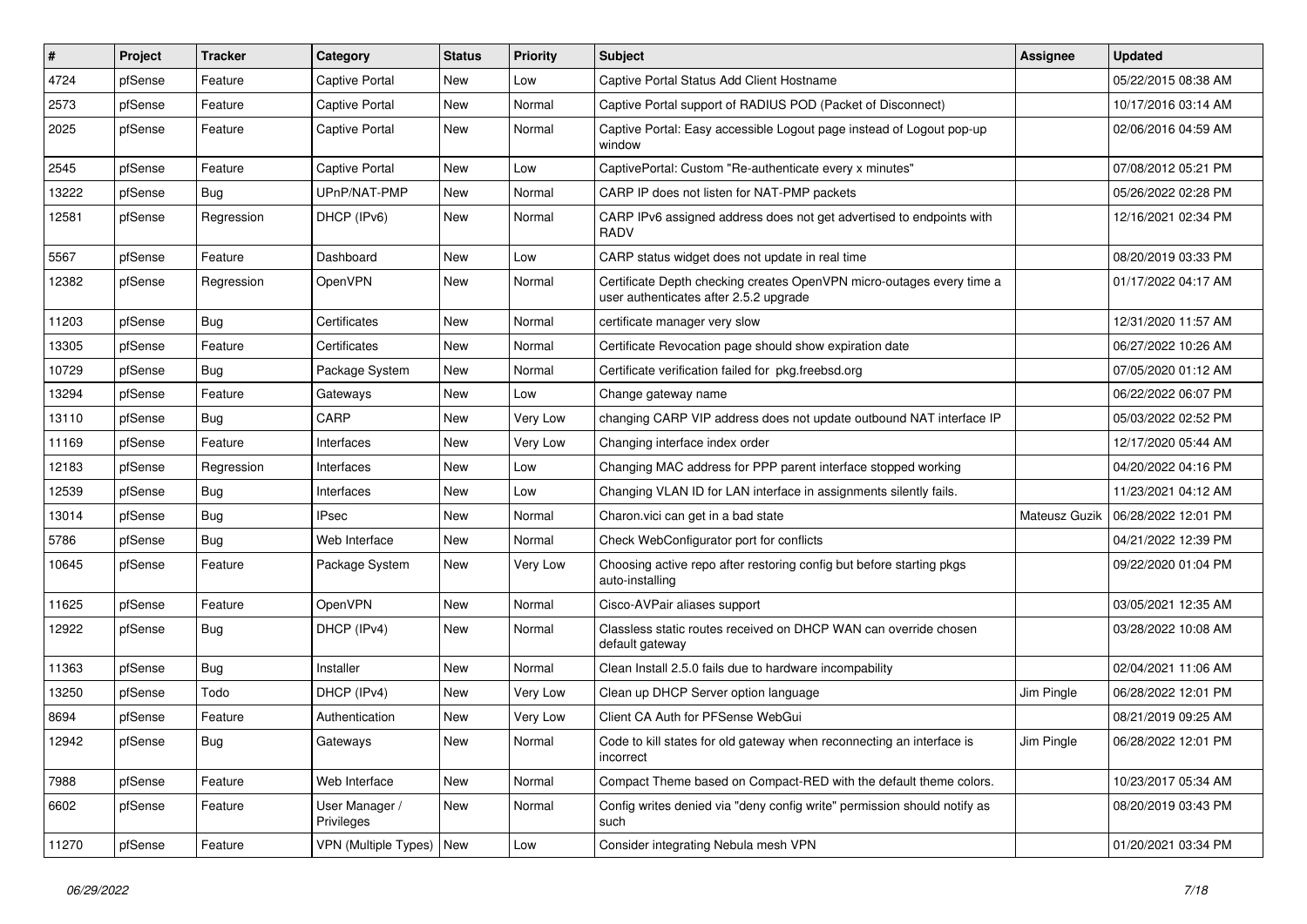| # | Project | Tracker | Category | Status | Priority | Subject | Assignee | Updated |
|---|---|---|---|---|---|---|---|---|
| 4724 | pfSense | Feature | Captive Portal | New | Low | Captive Portal Status Add Client Hostname | | 05/22/2015 08:38 AM |
| 2573 | pfSense | Feature | Captive Portal | New | Normal | Captive Portal support of RADIUS POD (Packet of Disconnect) | | 10/17/2016 03:14 AM |
| 2025 | pfSense | Feature | Captive Portal | New | Normal | Captive Portal: Easy accessible Logout page instead of Logout pop-up window | | 02/06/2016 04:59 AM |
| 2545 | pfSense | Feature | Captive Portal | New | Low | CaptivePortal: Custom "Re-authenticate every x minutes" | | 07/08/2012 05:21 PM |
| 13222 | pfSense | Bug | UPnP/NAT-PMP | New | Normal | CARP IP does not listen for NAT-PMP packets | | 05/26/2022 02:28 PM |
| 12581 | pfSense | Regression | DHCP (IPv6) | New | Normal | CARP IPv6 assigned address does not get advertised to endpoints with RADV | | 12/16/2021 02:34 PM |
| 5567 | pfSense | Feature | Dashboard | New | Low | CARP status widget does not update in real time | | 08/20/2019 03:33 PM |
| 12382 | pfSense | Regression | OpenVPN | New | Normal | Certificate Depth checking creates OpenVPN micro-outages every time a user authenticates after 2.5.2 upgrade | | 01/17/2022 04:17 AM |
| 11203 | pfSense | Bug | Certificates | New | Normal | certificate manager very slow | | 12/31/2020 11:57 AM |
| 13305 | pfSense | Feature | Certificates | New | Normal | Certificate Revocation page should show expiration date | | 06/27/2022 10:26 AM |
| 10729 | pfSense | Bug | Package System | New | Normal | Certificate verification failed for pkg.freebsd.org | | 07/05/2020 01:12 AM |
| 13294 | pfSense | Feature | Gateways | New | Low | Change gateway name | | 06/22/2022 06:07 PM |
| 13110 | pfSense | Bug | CARP | New | Very Low | changing CARP VIP address does not update outbound NAT interface IP | | 05/03/2022 02:52 PM |
| 11169 | pfSense | Feature | Interfaces | New | Very Low | Changing interface index order | | 12/17/2020 05:44 AM |
| 12183 | pfSense | Regression | Interfaces | New | Low | Changing MAC address for PPP parent interface stopped working | | 04/20/2022 04:16 PM |
| 12539 | pfSense | Bug | Interfaces | New | Low | Changing VLAN ID for LAN interface in assignments silently fails. | | 11/23/2021 04:12 AM |
| 13014 | pfSense | Bug | IPsec | New | Normal | Charon.vici can get in a bad state | Mateusz Guzik | 06/28/2022 12:01 PM |
| 5786 | pfSense | Bug | Web Interface | New | Normal | Check WebConfigurator port for conflicts | | 04/21/2022 12:39 PM |
| 10645 | pfSense | Feature | Package System | New | Very Low | Choosing active repo after restoring config but before starting pkgs auto-installing | | 09/22/2020 01:04 PM |
| 11625 | pfSense | Feature | OpenVPN | New | Normal | Cisco-AVPair aliases support | | 03/05/2021 12:35 AM |
| 12922 | pfSense | Bug | DHCP (IPv4) | New | Normal | Classless static routes received on DHCP WAN can override chosen default gateway | | 03/28/2022 10:08 AM |
| 11363 | pfSense | Bug | Installer | New | Normal | Clean Install 2.5.0 fails due to hardware incompability | | 02/04/2021 11:06 AM |
| 13250 | pfSense | Todo | DHCP (IPv4) | New | Very Low | Clean up DHCP Server option language | Jim Pingle | 06/28/2022 12:01 PM |
| 8694 | pfSense | Feature | Authentication | New | Very Low | Client CA Auth for PFSense WebGui | | 08/21/2019 09:25 AM |
| 12942 | pfSense | Bug | Gateways | New | Normal | Code to kill states for old gateway when reconnecting an interface is incorrect | Jim Pingle | 06/28/2022 12:01 PM |
| 7988 | pfSense | Feature | Web Interface | New | Normal | Compact Theme based on Compact-RED with the default theme colors. | | 10/23/2017 05:34 AM |
| 6602 | pfSense | Feature | User Manager / Privileges | New | Normal | Config writes denied via "deny config write" permission should notify as such | | 08/20/2019 03:43 PM |
| 11270 | pfSense | Feature | VPN (Multiple Types) | New | Low | Consider integrating Nebula mesh VPN | | 01/20/2021 03:34 PM |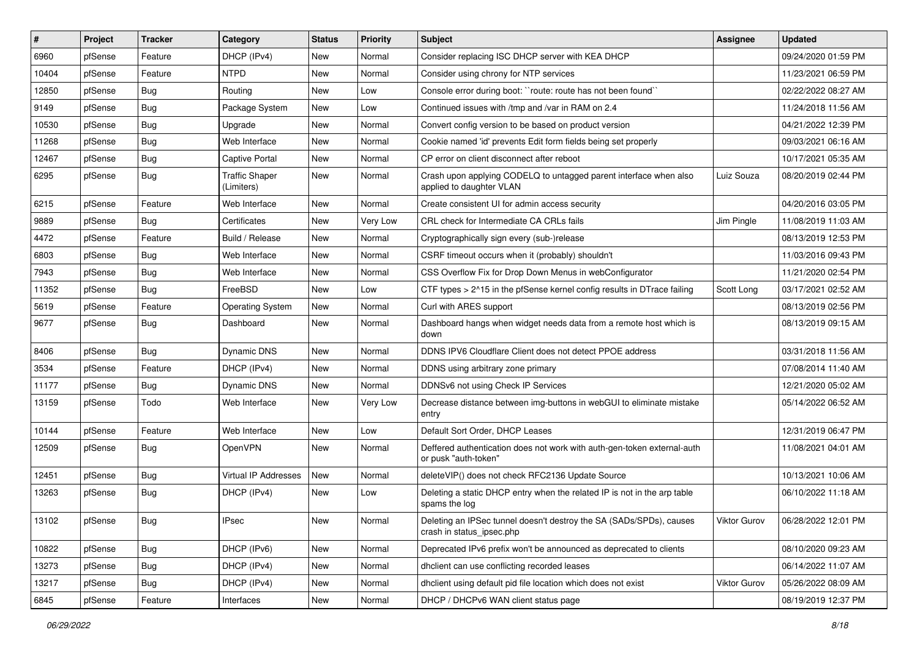| # | Project | Tracker | Category | Status | Priority | Subject | Assignee | Updated |
|---|---|---|---|---|---|---|---|---|
| 6960 | pfSense | Feature | DHCP (IPv4) | New | Normal | Consider replacing ISC DHCP server with KEA DHCP | | 09/24/2020 01:59 PM |
| 10404 | pfSense | Feature | NTPD | New | Normal | Consider using chrony for NTP services | | 11/23/2021 06:59 PM |
| 12850 | pfSense | Bug | Routing | New | Low | Console error during boot: ``route: route has not been found`` | | 02/22/2022 08:27 AM |
| 9149 | pfSense | Bug | Package System | New | Low | Continued issues with /tmp and /var in RAM on 2.4 | | 11/24/2018 11:56 AM |
| 10530 | pfSense | Bug | Upgrade | New | Normal | Convert config version to be based on product version | | 04/21/2022 12:39 PM |
| 11268 | pfSense | Bug | Web Interface | New | Normal | Cookie named 'id' prevents Edit form fields being set properly | | 09/03/2021 06:16 AM |
| 12467 | pfSense | Bug | Captive Portal | New | Normal | CP error on client disconnect after reboot | | 10/17/2021 05:35 AM |
| 6295 | pfSense | Bug | Traffic Shaper (Limiters) | New | Normal | Crash upon applying CODELQ to untagged parent interface when also applied to daughter VLAN | Luiz Souza | 08/20/2019 02:44 PM |
| 6215 | pfSense | Feature | Web Interface | New | Normal | Create consistent UI for admin access security | | 04/20/2016 03:05 PM |
| 9889 | pfSense | Bug | Certificates | New | Very Low | CRL check for Intermediate CA CRLs fails | Jim Pingle | 11/08/2019 11:03 AM |
| 4472 | pfSense | Feature | Build / Release | New | Normal | Cryptographically sign every (sub-)release | | 08/13/2019 12:53 PM |
| 6803 | pfSense | Bug | Web Interface | New | Normal | CSRF timeout occurs when it (probably) shouldn't | | 11/03/2016 09:43 PM |
| 7943 | pfSense | Bug | Web Interface | New | Normal | CSS Overflow Fix for Drop Down Menus in webConfigurator | | 11/21/2020 02:54 PM |
| 11352 | pfSense | Bug | FreeBSD | New | Low | CTF types > 2^15 in the pfSense kernel config results in DTrace failing | Scott Long | 03/17/2021 02:52 AM |
| 5619 | pfSense | Feature | Operating System | New | Normal | Curl with ARES support | | 08/13/2019 02:56 PM |
| 9677 | pfSense | Bug | Dashboard | New | Normal | Dashboard hangs when widget needs data from a remote host which is down | | 08/13/2019 09:15 AM |
| 8406 | pfSense | Bug | Dynamic DNS | New | Normal | DDNS IPV6 Cloudflare Client does not detect PPOE address | | 03/31/2018 11:56 AM |
| 3534 | pfSense | Feature | DHCP (IPv4) | New | Normal | DDNS using arbitrary zone primary | | 07/08/2014 11:40 AM |
| 11177 | pfSense | Bug | Dynamic DNS | New | Normal | DDNSv6 not using Check IP Services | | 12/21/2020 05:02 AM |
| 13159 | pfSense | Todo | Web Interface | New | Very Low | Decrease distance between img-buttons in webGUI to eliminate mistake entry | | 05/14/2022 06:52 AM |
| 10144 | pfSense | Feature | Web Interface | New | Low | Default Sort Order, DHCP Leases | | 12/31/2019 06:47 PM |
| 12509 | pfSense | Bug | OpenVPN | New | Normal | Deffered authentication does not work with auth-gen-token external-auth or pusk "auth-token" | | 11/08/2021 04:01 AM |
| 12451 | pfSense | Bug | Virtual IP Addresses | New | Normal | deleteVIP() does not check RFC2136 Update Source | | 10/13/2021 10:06 AM |
| 13263 | pfSense | Bug | DHCP (IPv4) | New | Low | Deleting a static DHCP entry when the related IP is not in the arp table spams the log | | 06/10/2022 11:18 AM |
| 13102 | pfSense | Bug | IPsec | New | Normal | Deleting an IPSec tunnel doesn't destroy the SA (SADs/SPDs), causes crash in status_ipsec.php | Viktor Gurov | 06/28/2022 12:01 PM |
| 10822 | pfSense | Bug | DHCP (IPv6) | New | Normal | Deprecated IPv6 prefix won't be announced as deprecated to clients | | 08/10/2020 09:23 AM |
| 13273 | pfSense | Bug | DHCP (IPv4) | New | Normal | dhclient can use conflicting recorded leases | | 06/14/2022 11:07 AM |
| 13217 | pfSense | Bug | DHCP (IPv4) | New | Normal | dhclient using default pid file location which does not exist | Viktor Gurov | 05/26/2022 08:09 AM |
| 6845 | pfSense | Feature | Interfaces | New | Normal | DHCP / DHCPv6 WAN client status page | | 08/19/2019 12:37 PM |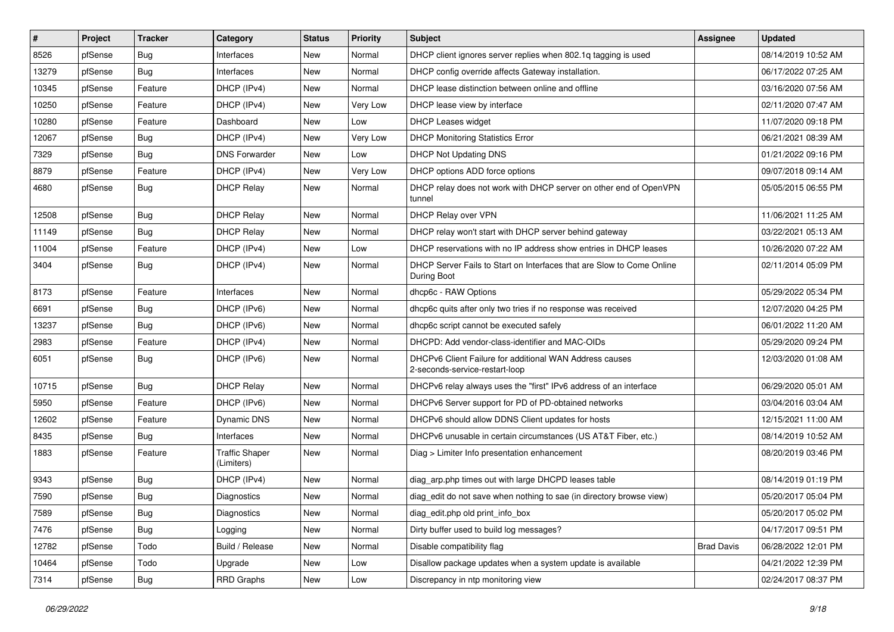| # | Project | Tracker | Category | Status | Priority | Subject | Assignee | Updated |
|---|---|---|---|---|---|---|---|---|
| 8526 | pfSense | Bug | Interfaces | New | Normal | DHCP client ignores server replies when 802.1q tagging is used | | 08/14/2019 10:52 AM |
| 13279 | pfSense | Bug | Interfaces | New | Normal | DHCP config override affects Gateway installation. | | 06/17/2022 07:25 AM |
| 10345 | pfSense | Feature | DHCP (IPv4) | New | Normal | DHCP lease distinction between online and offline | | 03/16/2020 07:56 AM |
| 10250 | pfSense | Feature | DHCP (IPv4) | New | Very Low | DHCP lease view by interface | | 02/11/2020 07:47 AM |
| 10280 | pfSense | Feature | Dashboard | New | Low | DHCP Leases widget | | 11/07/2020 09:18 PM |
| 12067 | pfSense | Bug | DHCP (IPv4) | New | Very Low | DHCP Monitoring Statistics Error | | 06/21/2021 08:39 AM |
| 7329 | pfSense | Bug | DNS Forwarder | New | Low | DHCP Not Updating DNS | | 01/21/2022 09:16 PM |
| 8879 | pfSense | Feature | DHCP (IPv4) | New | Very Low | DHCP options ADD force options | | 09/07/2018 09:14 AM |
| 4680 | pfSense | Bug | DHCP Relay | New | Normal | DHCP relay does not work with DHCP server on other end of OpenVPN tunnel | | 05/05/2015 06:55 PM |
| 12508 | pfSense | Bug | DHCP Relay | New | Normal | DHCP Relay over VPN | | 11/06/2021 11:25 AM |
| 11149 | pfSense | Bug | DHCP Relay | New | Normal | DHCP relay won't start with DHCP server behind gateway | | 03/22/2021 05:13 AM |
| 11004 | pfSense | Feature | DHCP (IPv4) | New | Low | DHCP reservations with no IP address show entries in DHCP leases | | 10/26/2020 07:22 AM |
| 3404 | pfSense | Bug | DHCP (IPv4) | New | Normal | DHCP Server Fails to Start on Interfaces that are Slow to Come Online During Boot | | 02/11/2014 05:09 PM |
| 8173 | pfSense | Feature | Interfaces | New | Normal | dhcp6c - RAW Options | | 05/29/2022 05:34 PM |
| 6691 | pfSense | Bug | DHCP (IPv6) | New | Normal | dhcp6c quits after only two tries if no response was received | | 12/07/2020 04:25 PM |
| 13237 | pfSense | Bug | DHCP (IPv6) | New | Normal | dhcp6c script cannot be executed safely | | 06/01/2022 11:20 AM |
| 2983 | pfSense | Feature | DHCP (IPv4) | New | Normal | DHCPD: Add vendor-class-identifier and MAC-OIDs | | 05/29/2020 09:24 PM |
| 6051 | pfSense | Bug | DHCP (IPv6) | New | Normal | DHCPv6 Client Failure for additional WAN Address causes 2-seconds-service-restart-loop | | 12/03/2020 01:08 AM |
| 10715 | pfSense | Bug | DHCP Relay | New | Normal | DHCPv6 relay always uses the "first" IPv6 address of an interface | | 06/29/2020 05:01 AM |
| 5950 | pfSense | Feature | DHCP (IPv6) | New | Normal | DHCPv6 Server support for PD of PD-obtained networks | | 03/04/2016 03:04 AM |
| 12602 | pfSense | Feature | Dynamic DNS | New | Normal | DHCPv6 should allow DDNS Client updates for hosts | | 12/15/2021 11:00 AM |
| 8435 | pfSense | Bug | Interfaces | New | Normal | DHCPv6 unusable in certain circumstances (US AT&T Fiber, etc.) | | 08/14/2019 10:52 AM |
| 1883 | pfSense | Feature | Traffic Shaper (Limiters) | New | Normal | Diag > Limiter Info presentation enhancement | | 08/20/2019 03:46 PM |
| 9343 | pfSense | Bug | DHCP (IPv4) | New | Normal | diag_arp.php times out with large DHCPD leases table | | 08/14/2019 01:19 PM |
| 7590 | pfSense | Bug | Diagnostics | New | Normal | diag_edit do not save when nothing to sae (in directory browse view) | | 05/20/2017 05:04 PM |
| 7589 | pfSense | Bug | Diagnostics | New | Normal | diag_edit.php old print_info_box | | 05/20/2017 05:02 PM |
| 7476 | pfSense | Bug | Logging | New | Normal | Dirty buffer used to build log messages? | | 04/17/2017 09:51 PM |
| 12782 | pfSense | Todo | Build / Release | New | Normal | Disable compatibility flag | Brad Davis | 06/28/2022 12:01 PM |
| 10464 | pfSense | Todo | Upgrade | New | Low | Disallow package updates when a system update is available | | 04/21/2022 12:39 PM |
| 7314 | pfSense | Bug | RRD Graphs | New | Low | Discrepancy in ntp monitoring view | | 02/24/2017 08:37 PM |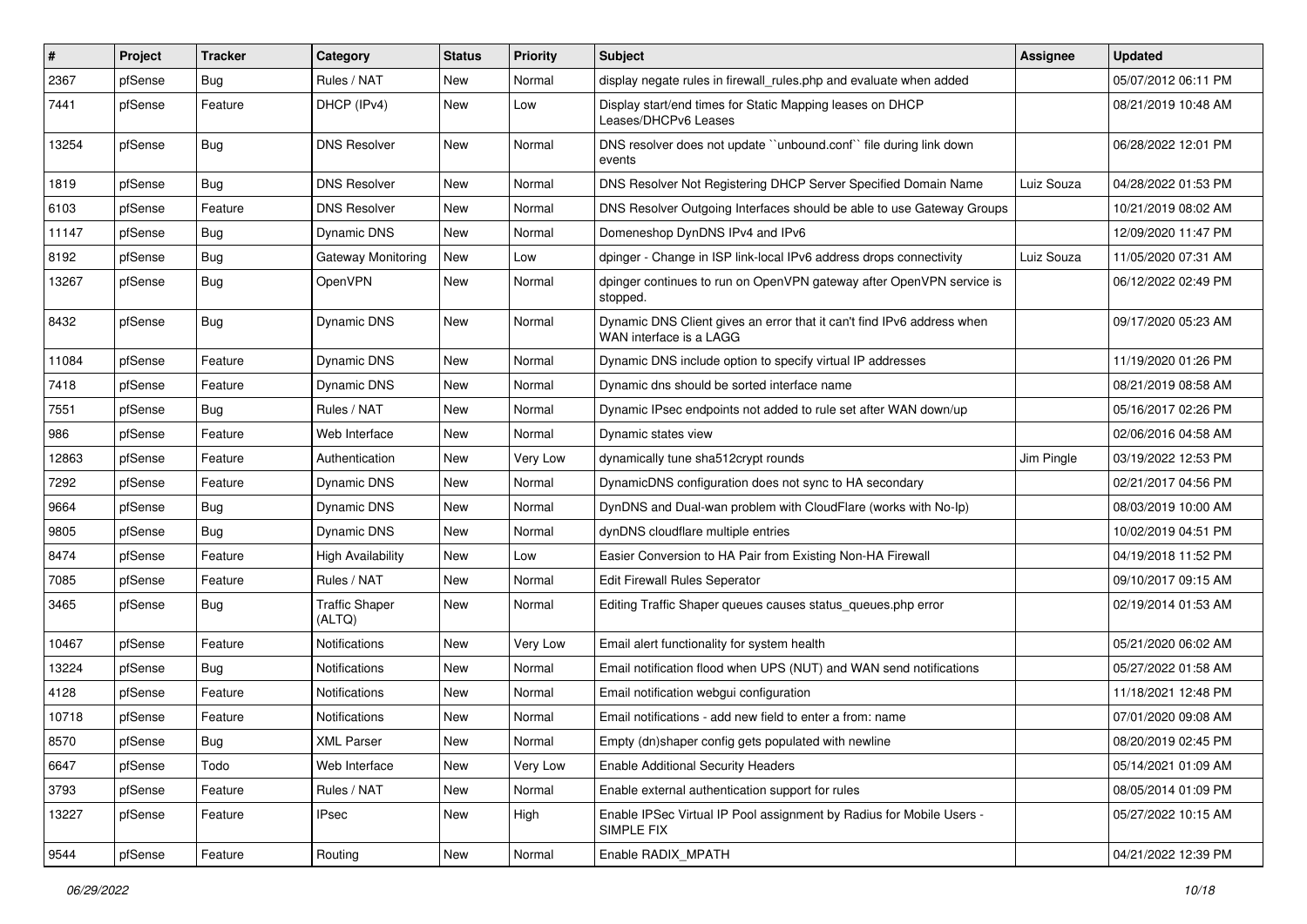| # | Project | Tracker | Category | Status | Priority | Subject | Assignee | Updated |
|---|---|---|---|---|---|---|---|---|
| 2367 | pfSense | Bug | Rules / NAT | New | Normal | display negate rules in firewall_rules.php and evaluate when added | | 05/07/2012 06:11 PM |
| 7441 | pfSense | Feature | DHCP (IPv4) | New | Low | Display start/end times for Static Mapping leases on DHCP Leases/DHCPv6 Leases | | 08/21/2019 10:48 AM |
| 13254 | pfSense | Bug | DNS Resolver | New | Normal | DNS resolver does not update ``unbound.conf`` file during link down events | | 06/28/2022 12:01 PM |
| 1819 | pfSense | Bug | DNS Resolver | New | Normal | DNS Resolver Not Registering DHCP Server Specified Domain Name | Luiz Souza | 04/28/2022 01:53 PM |
| 6103 | pfSense | Feature | DNS Resolver | New | Normal | DNS Resolver Outgoing Interfaces should be able to use Gateway Groups | | 10/21/2019 08:02 AM |
| 11147 | pfSense | Bug | Dynamic DNS | New | Normal | Domeneshop DynDNS IPv4 and IPv6 | | 12/09/2020 11:47 PM |
| 8192 | pfSense | Bug | Gateway Monitoring | New | Low | dpinger - Change in ISP link-local IPv6 address drops connectivity | Luiz Souza | 11/05/2020 07:31 AM |
| 13267 | pfSense | Bug | OpenVPN | New | Normal | dpinger continues to run on OpenVPN gateway after OpenVPN service is stopped. | | 06/12/2022 02:49 PM |
| 8432 | pfSense | Bug | Dynamic DNS | New | Normal | Dynamic DNS Client gives an error that it can't find IPv6 address when WAN interface is a LAGG | | 09/17/2020 05:23 AM |
| 11084 | pfSense | Feature | Dynamic DNS | New | Normal | Dynamic DNS include option to specify virtual IP addresses | | 11/19/2020 01:26 PM |
| 7418 | pfSense | Feature | Dynamic DNS | New | Normal | Dynamic dns should be sorted interface name | | 08/21/2019 08:58 AM |
| 7551 | pfSense | Bug | Rules / NAT | New | Normal | Dynamic IPsec endpoints not added to rule set after WAN down/up | | 05/16/2017 02:26 PM |
| 986 | pfSense | Feature | Web Interface | New | Normal | Dynamic states view | | 02/06/2016 04:58 AM |
| 12863 | pfSense | Feature | Authentication | New | Very Low | dynamically tune sha512crypt rounds | Jim Pingle | 03/19/2022 12:53 PM |
| 7292 | pfSense | Feature | Dynamic DNS | New | Normal | DynamicDNS configuration does not sync to HA secondary | | 02/21/2017 04:56 PM |
| 9664 | pfSense | Bug | Dynamic DNS | New | Normal | DynDNS and Dual-wan problem with CloudFlare (works with No-Ip) | | 08/03/2019 10:00 AM |
| 9805 | pfSense | Bug | Dynamic DNS | New | Normal | dynDNS cloudflare multiple entries | | 10/02/2019 04:51 PM |
| 8474 | pfSense | Feature | High Availability | New | Low | Easier Conversion to HA Pair from Existing Non-HA Firewall | | 04/19/2018 11:52 PM |
| 7085 | pfSense | Feature | Rules / NAT | New | Normal | Edit Firewall Rules Seperator | | 09/10/2017 09:15 AM |
| 3465 | pfSense | Bug | Traffic Shaper (ALTQ) | New | Normal | Editing Traffic Shaper queues causes status_queues.php error | | 02/19/2014 01:53 AM |
| 10467 | pfSense | Feature | Notifications | New | Very Low | Email alert functionality for system health | | 05/21/2020 06:02 AM |
| 13224 | pfSense | Bug | Notifications | New | Normal | Email notification flood when UPS (NUT) and WAN send notifications | | 05/27/2022 01:58 AM |
| 4128 | pfSense | Feature | Notifications | New | Normal | Email notification webgui configuration | | 11/18/2021 12:48 PM |
| 10718 | pfSense | Feature | Notifications | New | Normal | Email notifications - add new field to enter a from: name | | 07/01/2020 09:08 AM |
| 8570 | pfSense | Bug | XML Parser | New | Normal | Empty (dn)shaper config gets populated with newline | | 08/20/2019 02:45 PM |
| 6647 | pfSense | Todo | Web Interface | New | Very Low | Enable Additional Security Headers | | 05/14/2021 01:09 AM |
| 3793 | pfSense | Feature | Rules / NAT | New | Normal | Enable external authentication support for rules | | 08/05/2014 01:09 PM |
| 13227 | pfSense | Feature | IPsec | New | High | Enable IPSec Virtual IP Pool assignment by Radius for Mobile Users - SIMPLE FIX | | 05/27/2022 10:15 AM |
| 9544 | pfSense | Feature | Routing | New | Normal | Enable RADIX_MPATH | | 04/21/2022 12:39 PM |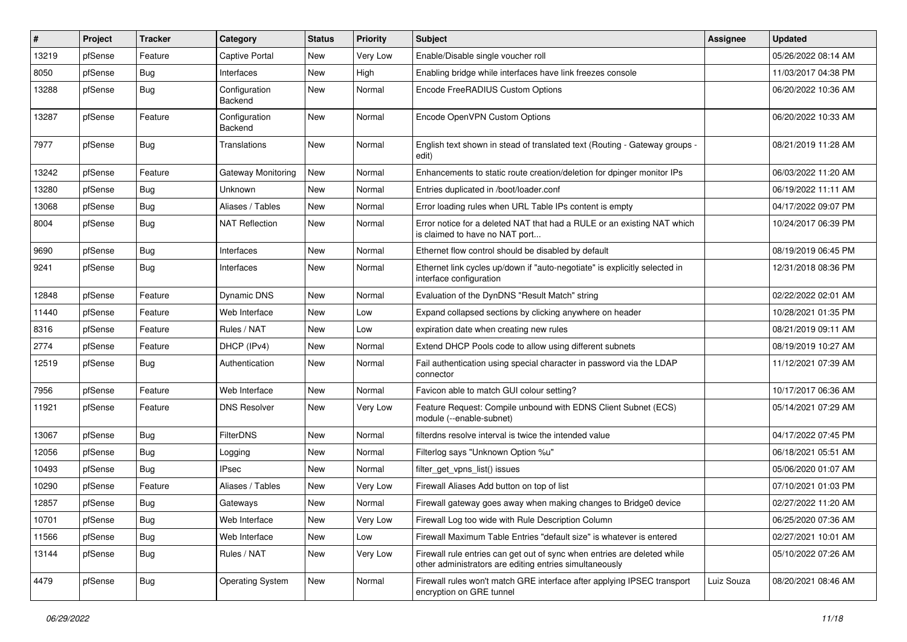| # | Project | Tracker | Category | Status | Priority | Subject | Assignee | Updated |
|---|---|---|---|---|---|---|---|---|
| 13219 | pfSense | Feature | Captive Portal | New | Very Low | Enable/Disable single voucher roll | | 05/26/2022 08:14 AM |
| 8050 | pfSense | Bug | Interfaces | New | High | Enabling bridge while interfaces have link freezes console | | 11/03/2017 04:38 PM |
| 13288 | pfSense | Bug | Configuration Backend | New | Normal | Encode FreeRADIUS Custom Options | | 06/20/2022 10:36 AM |
| 13287 | pfSense | Feature | Configuration Backend | New | Normal | Encode OpenVPN Custom Options | | 06/20/2022 10:33 AM |
| 7977 | pfSense | Bug | Translations | New | Normal | English text shown in stead of translated text (Routing - Gateway groups - edit) | | 08/21/2019 11:28 AM |
| 13242 | pfSense | Feature | Gateway Monitoring | New | Normal | Enhancements to static route creation/deletion for dpinger monitor IPs | | 06/03/2022 11:20 AM |
| 13280 | pfSense | Bug | Unknown | New | Normal | Entries duplicated in /boot/loader.conf | | 06/19/2022 11:11 AM |
| 13068 | pfSense | Bug | Aliases / Tables | New | Normal | Error loading rules when URL Table IPs content is empty | | 04/17/2022 09:07 PM |
| 8004 | pfSense | Bug | NAT Reflection | New | Normal | Error notice for a deleted NAT that had a RULE or an existing NAT which is claimed to have no NAT port... | | 10/24/2017 06:39 PM |
| 9690 | pfSense | Bug | Interfaces | New | Normal | Ethernet flow control should be disabled by default | | 08/19/2019 06:45 PM |
| 9241 | pfSense | Bug | Interfaces | New | Normal | Ethernet link cycles up/down if "auto-negotiate" is explicitly selected in interface configuration | | 12/31/2018 08:36 PM |
| 12848 | pfSense | Feature | Dynamic DNS | New | Normal | Evaluation of the DynDNS "Result Match" string | | 02/22/2022 02:01 AM |
| 11440 | pfSense | Feature | Web Interface | New | Low | Expand collapsed sections by clicking anywhere on header | | 10/28/2021 01:35 PM |
| 8316 | pfSense | Feature | Rules / NAT | New | Low | expiration date when creating new rules | | 08/21/2019 09:11 AM |
| 2774 | pfSense | Feature | DHCP (IPv4) | New | Normal | Extend DHCP Pools code to allow using different subnets | | 08/19/2019 10:27 AM |
| 12519 | pfSense | Bug | Authentication | New | Normal | Fail authentication using special character in password via the LDAP connector | | 11/12/2021 07:39 AM |
| 7956 | pfSense | Feature | Web Interface | New | Normal | Favicon able to match GUI colour setting? | | 10/17/2017 06:36 AM |
| 11921 | pfSense | Feature | DNS Resolver | New | Very Low | Feature Request: Compile unbound with EDNS Client Subnet (ECS) module (--enable-subnet) | | 05/14/2021 07:29 AM |
| 13067 | pfSense | Bug | FilterDNS | New | Normal | filterdns resolve interval is twice the intended value | | 04/17/2022 07:45 PM |
| 12056 | pfSense | Bug | Logging | New | Normal | Filterlog says "Unknown Option %u" | | 06/18/2021 05:51 AM |
| 10493 | pfSense | Bug | IPsec | New | Normal | filter_get_vpns_list() issues | | 05/06/2020 01:07 AM |
| 10290 | pfSense | Feature | Aliases / Tables | New | Very Low | Firewall Aliases Add button on top of list | | 07/10/2021 01:03 PM |
| 12857 | pfSense | Bug | Gateways | New | Normal | Firewall gateway goes away when making changes to Bridge0 device | | 02/27/2022 11:20 AM |
| 10701 | pfSense | Bug | Web Interface | New | Very Low | Firewall Log too wide with Rule Description Column | | 06/25/2020 07:36 AM |
| 11566 | pfSense | Bug | Web Interface | New | Low | Firewall Maximum Table Entries "default size" is whatever is entered | | 02/27/2021 10:01 AM |
| 13144 | pfSense | Bug | Rules / NAT | New | Very Low | Firewall rule entries can get out of sync when entries are deleted while other administrators are editing entries simultaneously | | 05/10/2022 07:26 AM |
| 4479 | pfSense | Bug | Operating System | New | Normal | Firewall rules won't match GRE interface after applying IPSEC transport encryption on GRE tunnel | Luiz Souza | 08/20/2021 08:46 AM |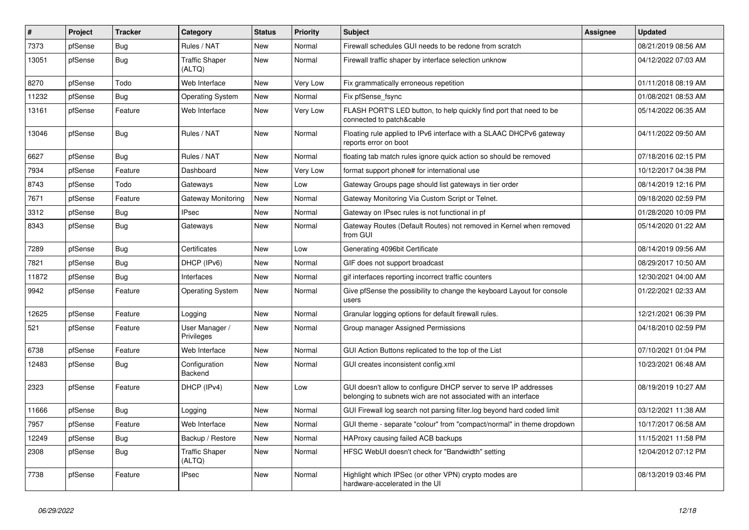| # | Project | Tracker | Category | Status | Priority | Subject | Assignee | Updated |
|---|---|---|---|---|---|---|---|---|
| 7373 | pfSense | Bug | Rules / NAT | New | Normal | Firewall schedules GUI needs to be redone from scratch | | 08/21/2019 08:56 AM |
| 13051 | pfSense | Bug | Traffic Shaper (ALTQ) | New | Normal | Firewall traffic shaper by interface selection unknow | | 04/12/2022 07:03 AM |
| 8270 | pfSense | Todo | Web Interface | New | Very Low | Fix grammatically erroneous repetition | | 01/11/2018 08:19 AM |
| 11232 | pfSense | Bug | Operating System | New | Normal | Fix pfSense_fsync | | 01/08/2021 08:53 AM |
| 13161 | pfSense | Feature | Web Interface | New | Very Low | FLASH PORT'S LED button, to help quickly find port that need to be connected to patch&cable | | 05/14/2022 06:35 AM |
| 13046 | pfSense | Bug | Rules / NAT | New | Normal | Floating rule applied to IPv6 interface with a SLAAC DHCPv6 gateway reports error on boot | | 04/11/2022 09:50 AM |
| 6627 | pfSense | Bug | Rules / NAT | New | Normal | floating tab match rules ignore quick action so should be removed | | 07/18/2016 02:15 PM |
| 7934 | pfSense | Feature | Dashboard | New | Very Low | format support phone# for international use | | 10/12/2017 04:38 PM |
| 8743 | pfSense | Todo | Gateways | New | Low | Gateway Groups page should list gateways in tier order | | 08/14/2019 12:16 PM |
| 7671 | pfSense | Feature | Gateway Monitoring | New | Normal | Gateway Monitoring Via Custom Script or Telnet. | | 09/18/2020 02:59 PM |
| 3312 | pfSense | Bug | IPsec | New | Normal | Gateway on IPsec rules is not functional in pf | | 01/28/2020 10:09 PM |
| 8343 | pfSense | Bug | Gateways | New | Normal | Gateway Routes (Default Routes) not removed in Kernel when removed from GUI | | 05/14/2020 01:22 AM |
| 7289 | pfSense | Bug | Certificates | New | Low | Generating 4096bit Certificate | | 08/14/2019 09:56 AM |
| 7821 | pfSense | Bug | DHCP (IPv6) | New | Normal | GIF does not support broadcast | | 08/29/2017 10:50 AM |
| 11872 | pfSense | Bug | Interfaces | New | Normal | gif interfaces reporting incorrect traffic counters | | 12/30/2021 04:00 AM |
| 9942 | pfSense | Feature | Operating System | New | Normal | Give pfSense the possibility to change the keyboard Layout for console users | | 01/22/2021 02:33 AM |
| 12625 | pfSense | Feature | Logging | New | Normal | Granular logging options for default firewall rules. | | 12/21/2021 06:39 PM |
| 521 | pfSense | Feature | User Manager / Privileges | New | Normal | Group manager Assigned Permissions | | 04/18/2010 02:59 PM |
| 6738 | pfSense | Feature | Web Interface | New | Normal | GUI Action Buttons replicated to the top of the List | | 07/10/2021 01:04 PM |
| 12483 | pfSense | Bug | Configuration Backend | New | Normal | GUI creates inconsistent config.xml | | 10/23/2021 06:48 AM |
| 2323 | pfSense | Feature | DHCP (IPv4) | New | Low | GUI doesn't allow to configure DHCP server to serve IP addresses belonging to subnets wich are not associated with an interface | | 08/19/2019 10:27 AM |
| 11666 | pfSense | Bug | Logging | New | Normal | GUI Firewall log search not parsing filter.log beyond hard coded limit | | 03/12/2021 11:38 AM |
| 7957 | pfSense | Feature | Web Interface | New | Normal | GUI theme - separate "colour" from "compact/normal" in theme dropdown | | 10/17/2017 06:58 AM |
| 12249 | pfSense | Bug | Backup / Restore | New | Normal | HAProxy causing failed ACB backups | | 11/15/2021 11:58 PM |
| 2308 | pfSense | Bug | Traffic Shaper (ALTQ) | New | Normal | HFSC WebUI doesn't check for "Bandwidth" setting | | 12/04/2012 07:12 PM |
| 7738 | pfSense | Feature | IPsec | New | Normal | Highlight which IPSec (or other VPN) crypto modes are hardware-accelerated in the UI | | 08/13/2019 03:46 PM |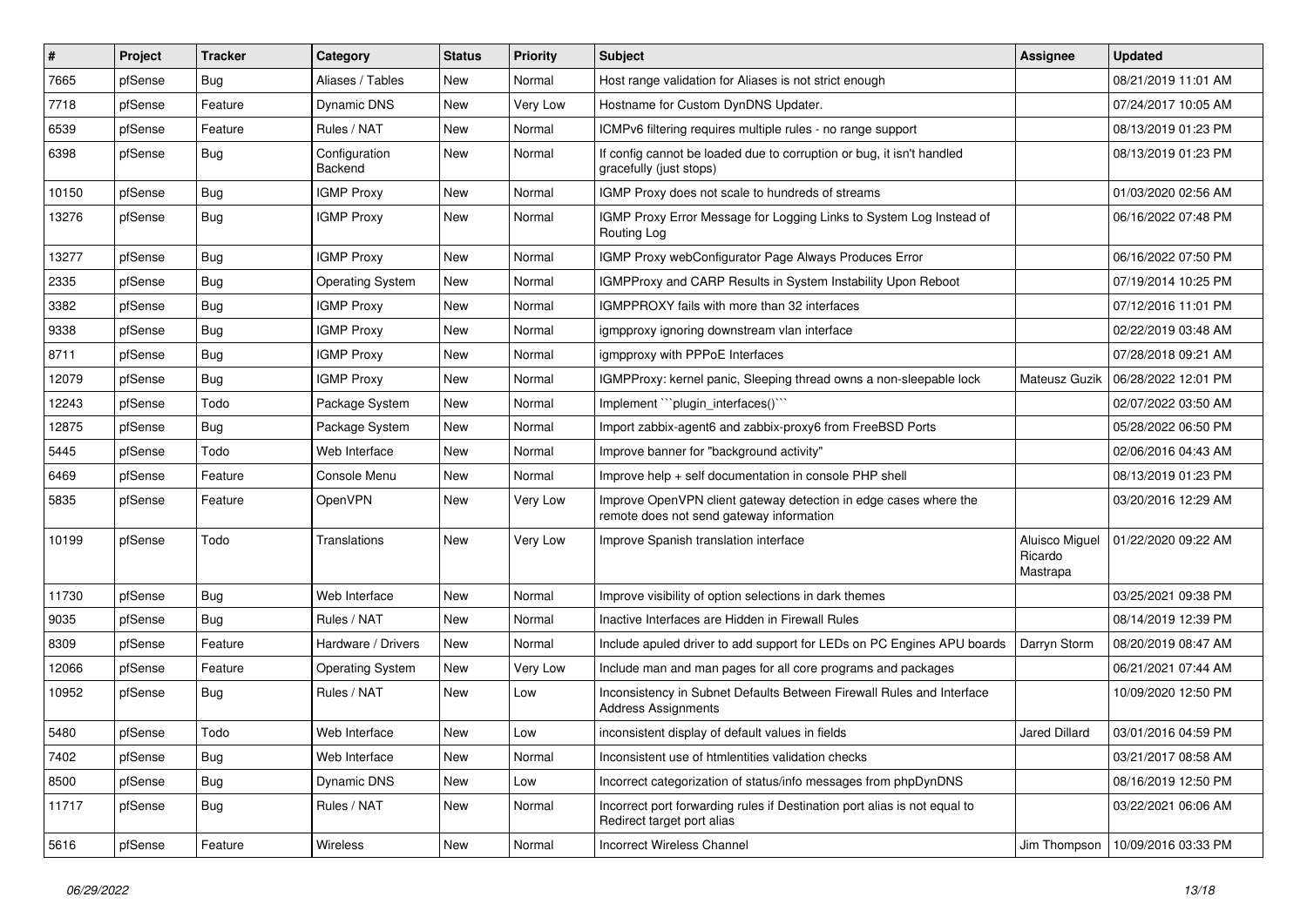| # | Project | Tracker | Category | Status | Priority | Subject | Assignee | Updated |
|---|---|---|---|---|---|---|---|---|
| 7665 | pfSense | Bug | Aliases / Tables | New | Normal | Host range validation for Aliases is not strict enough | | 08/21/2019 11:01 AM |
| 7718 | pfSense | Feature | Dynamic DNS | New | Very Low | Hostname for Custom DynDNS Updater. | | 07/24/2017 10:05 AM |
| 6539 | pfSense | Feature | Rules / NAT | New | Normal | ICMPv6 filtering requires multiple rules - no range support | | 08/13/2019 01:23 PM |
| 6398 | pfSense | Bug | Configuration Backend | New | Normal | If config cannot be loaded due to corruption or bug, it isn't handled gracefully (just stops) | | 08/13/2019 01:23 PM |
| 10150 | pfSense | Bug | IGMP Proxy | New | Normal | IGMP Proxy does not scale to hundreds of streams | | 01/03/2020 02:56 AM |
| 13276 | pfSense | Bug | IGMP Proxy | New | Normal | IGMP Proxy Error Message for Logging Links to System Log Instead of Routing Log | | 06/16/2022 07:48 PM |
| 13277 | pfSense | Bug | IGMP Proxy | New | Normal | IGMP Proxy webConfigurator Page Always Produces Error | | 06/16/2022 07:50 PM |
| 2335 | pfSense | Bug | Operating System | New | Normal | IGMPProxy and CARP Results in System Instability Upon Reboot | | 07/19/2014 10:25 PM |
| 3382 | pfSense | Bug | IGMP Proxy | New | Normal | IGMPPROXY fails with more than 32 interfaces | | 07/12/2016 11:01 PM |
| 9338 | pfSense | Bug | IGMP Proxy | New | Normal | igmpproxy ignoring downstream vlan interface | | 02/22/2019 03:48 AM |
| 8711 | pfSense | Bug | IGMP Proxy | New | Normal | igmpproxy with PPPoE Interfaces | | 07/28/2018 09:21 AM |
| 12079 | pfSense | Bug | IGMP Proxy | New | Normal | IGMPProxy: kernel panic, Sleeping thread owns a non-sleepable lock | Mateusz Guzik | 06/28/2022 12:01 PM |
| 12243 | pfSense | Todo | Package System | New | Normal | Implement ```plugin_interfaces()``` | | 02/07/2022 03:50 AM |
| 12875 | pfSense | Bug | Package System | New | Normal | Import zabbix-agent6 and zabbix-proxy6 from FreeBSD Ports | | 05/28/2022 06:50 PM |
| 5445 | pfSense | Todo | Web Interface | New | Normal | Improve banner for "background activity" | | 02/06/2016 04:43 AM |
| 6469 | pfSense | Feature | Console Menu | New | Normal | Improve help + self documentation in console PHP shell | | 08/13/2019 01:23 PM |
| 5835 | pfSense | Feature | OpenVPN | New | Very Low | Improve OpenVPN client gateway detection in edge cases where the remote does not send gateway information | | 03/20/2016 12:29 AM |
| 10199 | pfSense | Todo | Translations | New | Very Low | Improve Spanish translation interface | Aluisco Miguel Ricardo Mastrapa | 01/22/2020 09:22 AM |
| 11730 | pfSense | Bug | Web Interface | New | Normal | Improve visibility of option selections in dark themes | | 03/25/2021 09:38 PM |
| 9035 | pfSense | Bug | Rules / NAT | New | Normal | Inactive Interfaces are Hidden in Firewall Rules | | 08/14/2019 12:39 PM |
| 8309 | pfSense | Feature | Hardware / Drivers | New | Normal | Include apuled driver to add support for LEDs on PC Engines APU boards | Darryn Storm | 08/20/2019 08:47 AM |
| 12066 | pfSense | Feature | Operating System | New | Very Low | Include man and man pages for all core programs and packages | | 06/21/2021 07:44 AM |
| 10952 | pfSense | Bug | Rules / NAT | New | Low | Inconsistency in Subnet Defaults Between Firewall Rules and Interface Address Assignments | | 10/09/2020 12:50 PM |
| 5480 | pfSense | Todo | Web Interface | New | Low | inconsistent display of default values in fields | Jared Dillard | 03/01/2016 04:59 PM |
| 7402 | pfSense | Bug | Web Interface | New | Normal | Inconsistent use of htmlentities validation checks | | 03/21/2017 08:58 AM |
| 8500 | pfSense | Bug | Dynamic DNS | New | Low | Incorrect categorization of status/info messages from phpDynDNS | | 08/16/2019 12:50 PM |
| 11717 | pfSense | Bug | Rules / NAT | New | Normal | Incorrect port forwarding rules if Destination port alias is not equal to Redirect target port alias | | 03/22/2021 06:06 AM |
| 5616 | pfSense | Feature | Wireless | New | Normal | Incorrect Wireless Channel | Jim Thompson | 10/09/2016 03:33 PM |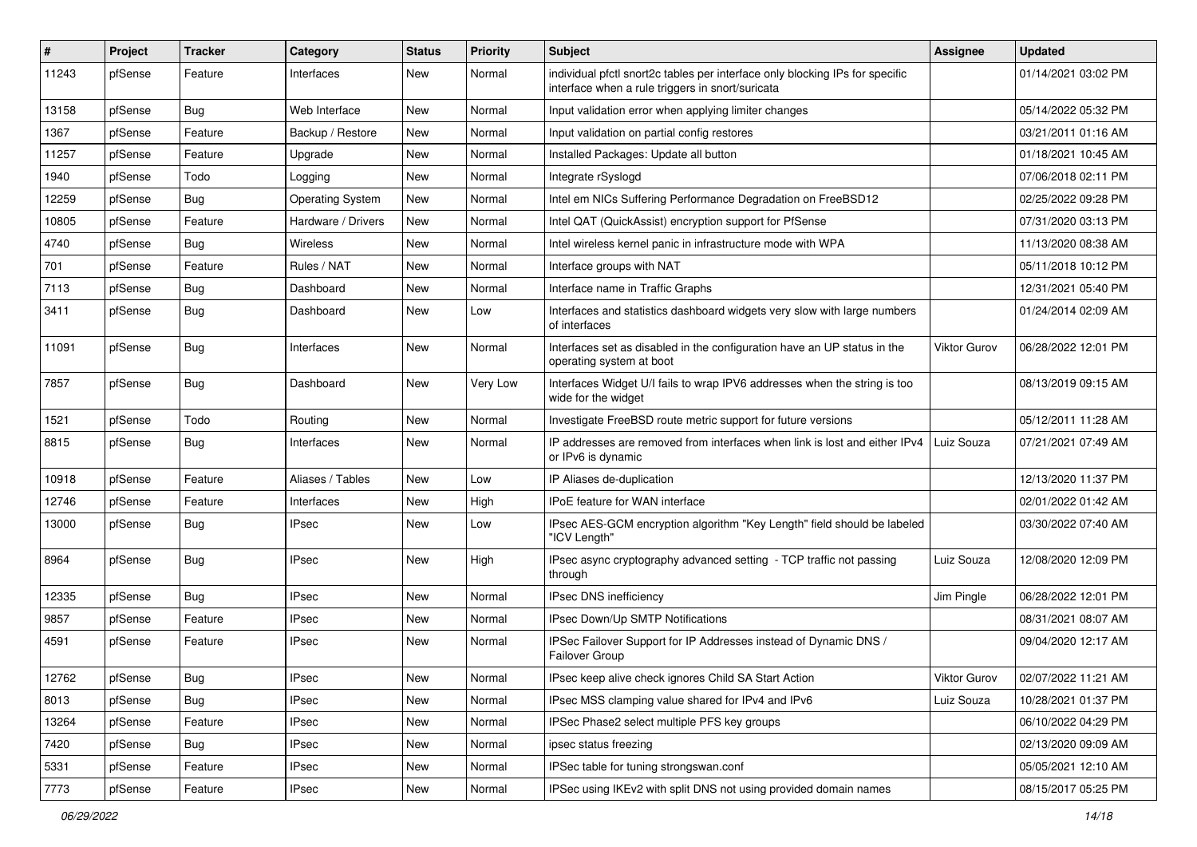| # | Project | Tracker | Category | Status | Priority | Subject | Assignee | Updated |
|---|---|---|---|---|---|---|---|---|
| 11243 | pfSense | Feature | Interfaces | New | Normal | individual pfctl snort2c tables per interface only blocking IPs for specific interface when a rule triggers in snort/suricata | | 01/14/2021 03:02 PM |
| 13158 | pfSense | Bug | Web Interface | New | Normal | Input validation error when applying limiter changes | | 05/14/2022 05:32 PM |
| 1367 | pfSense | Feature | Backup / Restore | New | Normal | Input validation on partial config restores | | 03/21/2011 01:16 AM |
| 11257 | pfSense | Feature | Upgrade | New | Normal | Installed Packages: Update all button | | 01/18/2021 10:45 AM |
| 1940 | pfSense | Todo | Logging | New | Normal | Integrate rSyslogd | | 07/06/2018 02:11 PM |
| 12259 | pfSense | Bug | Operating System | New | Normal | Intel em NICs Suffering Performance Degradation on FreeBSD12 | | 02/25/2022 09:28 PM |
| 10805 | pfSense | Feature | Hardware / Drivers | New | Normal | Intel QAT (QuickAssist) encryption support for PfSense | | 07/31/2020 03:13 PM |
| 4740 | pfSense | Bug | Wireless | New | Normal | Intel wireless kernel panic in infrastructure mode with WPA | | 11/13/2020 08:38 AM |
| 701 | pfSense | Feature | Rules / NAT | New | Normal | Interface groups with NAT | | 05/11/2018 10:12 PM |
| 7113 | pfSense | Bug | Dashboard | New | Normal | Interface name in Traffic Graphs | | 12/31/2021 05:40 PM |
| 3411 | pfSense | Bug | Dashboard | New | Low | Interfaces and statistics dashboard widgets very slow with large numbers of interfaces | | 01/24/2014 02:09 AM |
| 11091 | pfSense | Bug | Interfaces | New | Normal | Interfaces set as disabled in the configuration have an UP status in the operating system at boot | Viktor Gurov | 06/28/2022 12:01 PM |
| 7857 | pfSense | Bug | Dashboard | New | Very Low | Interfaces Widget U/I fails to wrap IPV6 addresses when the string is too wide for the widget | | 08/13/2019 09:15 AM |
| 1521 | pfSense | Todo | Routing | New | Normal | Investigate FreeBSD route metric support for future versions | | 05/12/2011 11:28 AM |
| 8815 | pfSense | Bug | Interfaces | New | Normal | IP addresses are removed from interfaces when link is lost and either IPv4 or IPv6 is dynamic | Luiz Souza | 07/21/2021 07:49 AM |
| 10918 | pfSense | Feature | Aliases / Tables | New | Low | IP Aliases de-duplication | | 12/13/2020 11:37 PM |
| 12746 | pfSense | Feature | Interfaces | New | High | IPoE feature for WAN interface | | 02/01/2022 01:42 AM |
| 13000 | pfSense | Bug | IPsec | New | Low | IPsec AES-GCM encryption algorithm "Key Length" field should be labeled "ICV Length" | | 03/30/2022 07:40 AM |
| 8964 | pfSense | Bug | IPsec | New | High | IPsec async cryptography advanced setting - TCP traffic not passing through | Luiz Souza | 12/08/2020 12:09 PM |
| 12335 | pfSense | Bug | IPsec | New | Normal | IPsec DNS inefficiency | Jim Pingle | 06/28/2022 12:01 PM |
| 9857 | pfSense | Feature | IPsec | New | Normal | IPsec Down/Up SMTP Notifications | | 08/31/2021 08:07 AM |
| 4591 | pfSense | Feature | IPsec | New | Normal | IPSec Failover Support for IP Addresses instead of Dynamic DNS / Failover Group | | 09/04/2020 12:17 AM |
| 12762 | pfSense | Bug | IPsec | New | Normal | IPsec keep alive check ignores Child SA Start Action | Viktor Gurov | 02/07/2022 11:21 AM |
| 8013 | pfSense | Bug | IPsec | New | Normal | IPsec MSS clamping value shared for IPv4 and IPv6 | Luiz Souza | 10/28/2021 01:37 PM |
| 13264 | pfSense | Feature | IPsec | New | Normal | IPSec Phase2 select multiple PFS key groups | | 06/10/2022 04:29 PM |
| 7420 | pfSense | Bug | IPsec | New | Normal | ipsec status freezing | | 02/13/2020 09:09 AM |
| 5331 | pfSense | Feature | IPsec | New | Normal | IPSec table for tuning strongswan.conf | | 05/05/2021 12:10 AM |
| 7773 | pfSense | Feature | IPsec | New | Normal | IPSec using IKEv2 with split DNS not using provided domain names | | 08/15/2017 05:25 PM |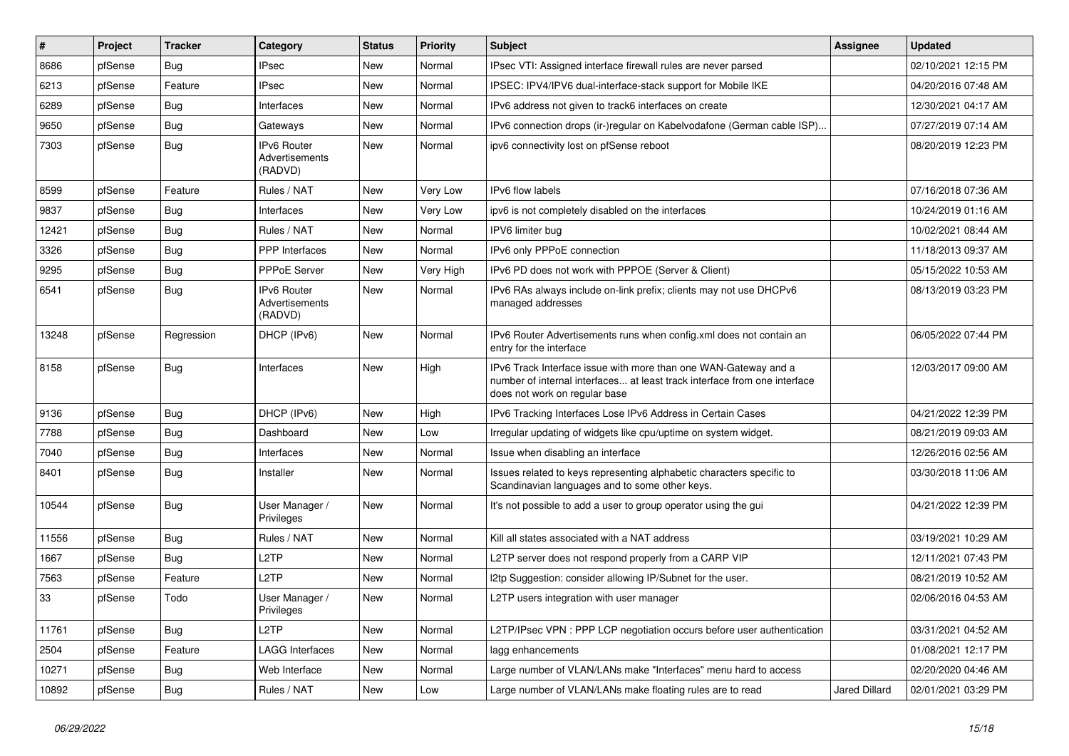| # | Project | Tracker | Category | Status | Priority | Subject | Assignee | Updated |
|---|---|---|---|---|---|---|---|---|
| 8686 | pfSense | Bug | IPsec | New | Normal | IPsec VTI: Assigned interface firewall rules are never parsed | | 02/10/2021 12:15 PM |
| 6213 | pfSense | Feature | IPsec | New | Normal | IPSEC: IPV4/IPV6 dual-interface-stack support for Mobile IKE | | 04/20/2016 07:48 AM |
| 6289 | pfSense | Bug | Interfaces | New | Normal | IPv6 address not given to track6 interfaces on create | | 12/30/2021 04:17 AM |
| 9650 | pfSense | Bug | Gateways | New | Normal | IPv6 connection drops (ir-)regular on Kabelvodafone (German cable ISP)... | | 07/27/2019 07:14 AM |
| 7303 | pfSense | Bug | IPv6 Router Advertisements (RADVD) | New | Normal | ipv6 connectivity lost on pfSense reboot | | 08/20/2019 12:23 PM |
| 8599 | pfSense | Feature | Rules / NAT | New | Very Low | IPv6 flow labels | | 07/16/2018 07:36 AM |
| 9837 | pfSense | Bug | Interfaces | New | Very Low | ipv6 is not completely disabled on the interfaces | | 10/24/2019 01:16 AM |
| 12421 | pfSense | Bug | Rules / NAT | New | Normal | IPV6 limiter bug | | 10/02/2021 08:44 AM |
| 3326 | pfSense | Bug | PPP Interfaces | New | Normal | IPv6 only PPPoE connection | | 11/18/2013 09:37 AM |
| 9295 | pfSense | Bug | PPPoE Server | New | Very High | IPv6 PD does not work with PPPOE (Server & Client) | | 05/15/2022 10:53 AM |
| 6541 | pfSense | Bug | IPv6 Router Advertisements (RADVD) | New | Normal | IPv6 RAs always include on-link prefix; clients may not use DHCPv6 managed addresses | | 08/13/2019 03:23 PM |
| 13248 | pfSense | Regression | DHCP (IPv6) | New | Normal | IPv6 Router Advertisements runs when config.xml does not contain an entry for the interface | | 06/05/2022 07:44 PM |
| 8158 | pfSense | Bug | Interfaces | New | High | IPv6 Track Interface issue with more than one WAN-Gateway and a number of internal interfaces... at least track interface from one interface does not work on regular base | | 12/03/2017 09:00 AM |
| 9136 | pfSense | Bug | DHCP (IPv6) | New | High | IPv6 Tracking Interfaces Lose IPv6 Address in Certain Cases | | 04/21/2022 12:39 PM |
| 7788 | pfSense | Bug | Dashboard | New | Low | Irregular updating of widgets like cpu/uptime on system widget. | | 08/21/2019 09:03 AM |
| 7040 | pfSense | Bug | Interfaces | New | Normal | Issue when disabling an interface | | 12/26/2016 02:56 AM |
| 8401 | pfSense | Bug | Installer | New | Normal | Issues related to keys representing alphabetic characters specific to Scandinavian languages and to some other keys. | | 03/30/2018 11:06 AM |
| 10544 | pfSense | Bug | User Manager / Privileges | New | Normal | It's not possible to add a user to group operator using the gui | | 04/21/2022 12:39 PM |
| 11556 | pfSense | Bug | Rules / NAT | New | Normal | Kill all states associated with a NAT address | | 03/19/2021 10:29 AM |
| 1667 | pfSense | Bug | L2TP | New | Normal | L2TP server does not respond properly from a CARP VIP | | 12/11/2021 07:43 PM |
| 7563 | pfSense | Feature | L2TP | New | Normal | l2tp Suggestion: consider allowing IP/Subnet for the user. | | 08/21/2019 10:52 AM |
| 33 | pfSense | Todo | User Manager / Privileges | New | Normal | L2TP users integration with user manager | | 02/06/2016 04:53 AM |
| 11761 | pfSense | Bug | L2TP | New | Normal | L2TP/IPsec VPN : PPP LCP negotiation occurs before user authentication | | 03/31/2021 04:52 AM |
| 2504 | pfSense | Feature | LAGG Interfaces | New | Normal | lagg enhancements | | 01/08/2021 12:17 PM |
| 10271 | pfSense | Bug | Web Interface | New | Normal | Large number of VLAN/LANs make "Interfaces" menu hard to access | | 02/20/2020 04:46 AM |
| 10892 | pfSense | Bug | Rules / NAT | New | Low | Large number of VLAN/LANs make floating rules are to read | Jared Dillard | 02/01/2021 03:29 PM |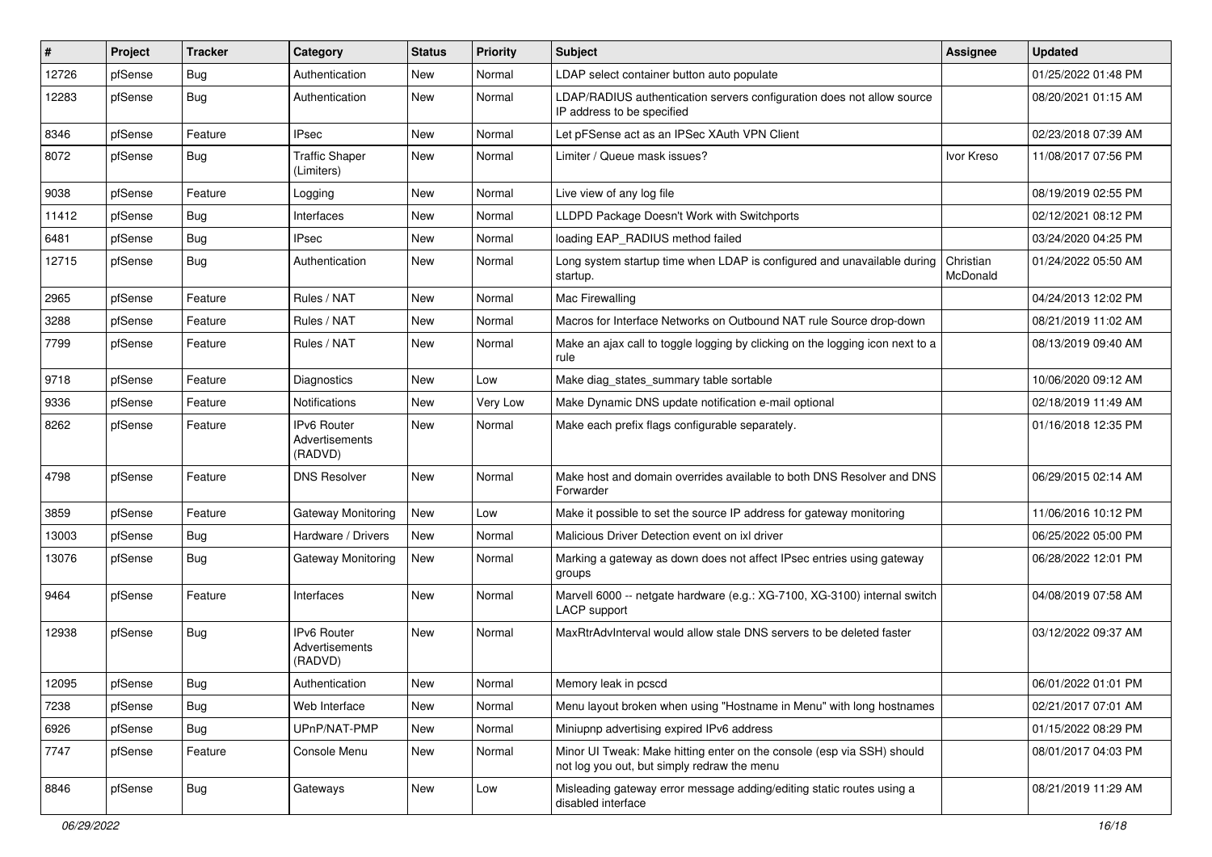| # | Project | Tracker | Category | Status | Priority | Subject | Assignee | Updated |
|---|---|---|---|---|---|---|---|---|
| 12726 | pfSense | Bug | Authentication | New | Normal | LDAP select container button auto populate | | 01/25/2022 01:48 PM |
| 12283 | pfSense | Bug | Authentication | New | Normal | LDAP/RADIUS authentication servers configuration does not allow source IP address to be specified | | 08/20/2021 01:15 AM |
| 8346 | pfSense | Feature | IPsec | New | Normal | Let pFSense act as an IPSec XAuth VPN Client | | 02/23/2018 07:39 AM |
| 8072 | pfSense | Bug | Traffic Shaper (Limiters) | New | Normal | Limiter / Queue mask issues? | Ivor Kreso | 11/08/2017 07:56 PM |
| 9038 | pfSense | Feature | Logging | New | Normal | Live view of any log file | | 08/19/2019 02:55 PM |
| 11412 | pfSense | Bug | Interfaces | New | Normal | LLDPD Package Doesn't Work with Switchports | | 02/12/2021 08:12 PM |
| 6481 | pfSense | Bug | IPsec | New | Normal | loading EAP_RADIUS method failed | | 03/24/2020 04:25 PM |
| 12715 | pfSense | Bug | Authentication | New | Normal | Long system startup time when LDAP is configured and unavailable during startup. | Christian McDonald | 01/24/2022 05:50 AM |
| 2965 | pfSense | Feature | Rules / NAT | New | Normal | Mac Firewalling | | 04/24/2013 12:02 PM |
| 3288 | pfSense | Feature | Rules / NAT | New | Normal | Macros for Interface Networks on Outbound NAT rule Source drop-down | | 08/21/2019 11:02 AM |
| 7799 | pfSense | Feature | Rules / NAT | New | Normal | Make an ajax call to toggle logging by clicking on the logging icon next to a rule | | 08/13/2019 09:40 AM |
| 9718 | pfSense | Feature | Diagnostics | New | Low | Make diag_states_summary table sortable | | 10/06/2020 09:12 AM |
| 9336 | pfSense | Feature | Notifications | New | Very Low | Make Dynamic DNS update notification e-mail optional | | 02/18/2019 11:49 AM |
| 8262 | pfSense | Feature | IPv6 Router Advertisements (RADVD) | New | Normal | Make each prefix flags configurable separately. | | 01/16/2018 12:35 PM |
| 4798 | pfSense | Feature | DNS Resolver | New | Normal | Make host and domain overrides available to both DNS Resolver and DNS Forwarder | | 06/29/2015 02:14 AM |
| 3859 | pfSense | Feature | Gateway Monitoring | New | Low | Make it possible to set the source IP address for gateway monitoring | | 11/06/2016 10:12 PM |
| 13003 | pfSense | Bug | Hardware / Drivers | New | Normal | Malicious Driver Detection event on ixl driver | | 06/25/2022 05:00 PM |
| 13076 | pfSense | Bug | Gateway Monitoring | New | Normal | Marking a gateway as down does not affect IPsec entries using gateway groups | | 06/28/2022 12:01 PM |
| 9464 | pfSense | Feature | Interfaces | New | Normal | Marvell 6000 -- netgate hardware (e.g.: XG-7100, XG-3100) internal switch LACP support | | 04/08/2019 07:58 AM |
| 12938 | pfSense | Bug | IPv6 Router Advertisements (RADVD) | New | Normal | MaxRtrAdvInterval would allow stale DNS servers to be deleted faster | | 03/12/2022 09:37 AM |
| 12095 | pfSense | Bug | Authentication | New | Normal | Memory leak in pcscd | | 06/01/2022 01:01 PM |
| 7238 | pfSense | Bug | Web Interface | New | Normal | Menu layout broken when using "Hostname in Menu" with long hostnames | | 02/21/2017 07:01 AM |
| 6926 | pfSense | Bug | UPnP/NAT-PMP | New | Normal | Miniupnp advertising expired IPv6 address | | 01/15/2022 08:29 PM |
| 7747 | pfSense | Feature | Console Menu | New | Normal | Minor UI Tweak: Make hitting enter on the console (esp via SSH) should not log you out, but simply redraw the menu | | 08/01/2017 04:03 PM |
| 8846 | pfSense | Bug | Gateways | New | Low | Misleading gateway error message adding/editing static routes using a disabled interface | | 08/21/2019 11:29 AM |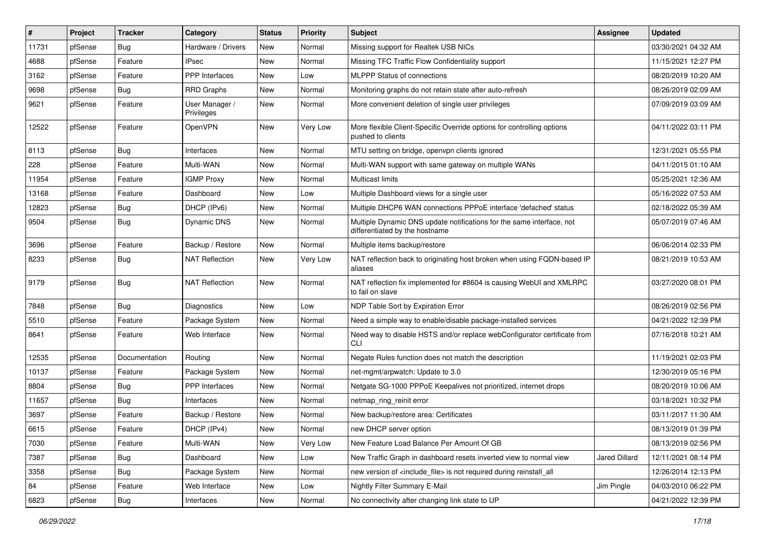| # | Project | Tracker | Category | Status | Priority | Subject | Assignee | Updated |
| --- | --- | --- | --- | --- | --- | --- | --- | --- |
| 11731 | pfSense | Bug | Hardware / Drivers | New | Normal | Missing support for Realtek USB NICs | | 03/30/2021 04:32 AM |
| 4688 | pfSense | Feature | IPsec | New | Normal | Missing TFC Traffic Flow Confidentiality support | | 11/15/2021 12:27 PM |
| 3162 | pfSense | Feature | PPP Interfaces | New | Low | MLPPP Status of connections | | 08/20/2019 10:20 AM |
| 9698 | pfSense | Bug | RRD Graphs | New | Normal | Monitoring graphs do not retain state after auto-refresh | | 08/26/2019 02:09 AM |
| 9621 | pfSense | Feature | User Manager / Privileges | New | Normal | More convenient deletion of single user privileges | | 07/09/2019 03:09 AM |
| 12522 | pfSense | Feature | OpenVPN | New | Very Low | More flexible Client-Specific Override options for controlling options pushed to clients | | 04/11/2022 03:11 PM |
| 8113 | pfSense | Bug | Interfaces | New | Normal | MTU setting on bridge, openvpn clients ignored | | 12/31/2021 05:55 PM |
| 228 | pfSense | Feature | Multi-WAN | New | Normal | Multi-WAN support with same gateway on multiple WANs | | 04/11/2015 01:10 AM |
| 11954 | pfSense | Feature | IGMP Proxy | New | Normal | Multicast limits | | 05/25/2021 12:36 AM |
| 13168 | pfSense | Feature | Dashboard | New | Low | Multiple Dashboard views for a single user | | 05/16/2022 07:53 AM |
| 12823 | pfSense | Bug | DHCP (IPv6) | New | Normal | Multiple DHCP6 WAN connections PPPoE interface 'defached' status | | 02/18/2022 05:39 AM |
| 9504 | pfSense | Bug | Dynamic DNS | New | Normal | Multiple Dynamic DNS update notifications for the same interface, not differentiated by the hostname | | 05/07/2019 07:46 AM |
| 3696 | pfSense | Feature | Backup / Restore | New | Normal | Multiple items backup/restore | | 06/06/2014 02:33 PM |
| 8233 | pfSense | Bug | NAT Reflection | New | Very Low | NAT reflection back to originating host broken when using FQDN-based IP aliases | | 08/21/2019 10:53 AM |
| 9179 | pfSense | Bug | NAT Reflection | New | Normal | NAT reflection fix implemented for #8604 is causing WebUI and XMLRPC to fail on slave | | 03/27/2020 08:01 PM |
| 7848 | pfSense | Bug | Diagnostics | New | Low | NDP Table Sort by Expiration Error | | 08/26/2019 02:56 PM |
| 5510 | pfSense | Feature | Package System | New | Normal | Need a simple way to enable/disable package-installed services | | 04/21/2022 12:39 PM |
| 8641 | pfSense | Feature | Web Interface | New | Normal | Need way to disable HSTS and/or replace webConfigurator certificate from CLI | | 07/16/2018 10:21 AM |
| 12535 | pfSense | Documentation | Routing | New | Normal | Negate Rules function does not match the description | | 11/19/2021 02:03 PM |
| 10137 | pfSense | Feature | Package System | New | Normal | net-mgmt/arpwatch: Update to 3.0 | | 12/30/2019 05:16 PM |
| 8804 | pfSense | Bug | PPP Interfaces | New | Normal | Netgate SG-1000 PPPoE Keepalives not prioritized, internet drops | | 08/20/2019 10:06 AM |
| 11657 | pfSense | Bug | Interfaces | New | Normal | netmap_ring_reinit error | | 03/18/2021 10:32 PM |
| 3697 | pfSense | Feature | Backup / Restore | New | Normal | New backup/restore area: Certificates | | 03/11/2017 11:30 AM |
| 6615 | pfSense | Feature | DHCP (IPv4) | New | Normal | new DHCP server option | | 08/13/2019 01:39 PM |
| 7030 | pfSense | Feature | Multi-WAN | New | Very Low | New Feature Load Balance Per Amount Of GB | | 08/13/2019 02:56 PM |
| 7387 | pfSense | Bug | Dashboard | New | Low | New Traffic Graph in dashboard resets inverted view to normal view | Jared Dillard | 12/11/2021 08:14 PM |
| 3358 | pfSense | Bug | Package System | New | Normal | new version of <include_file> is not required during reinstall_all | | 12/26/2014 12:13 PM |
| 84 | pfSense | Feature | Web Interface | New | Low | Nightly Filter Summary E-Mail | Jim Pingle | 04/03/2010 06:22 PM |
| 6823 | pfSense | Bug | Interfaces | New | Normal | No connectivity after changing link state to UP | | 04/21/2022 12:39 PM |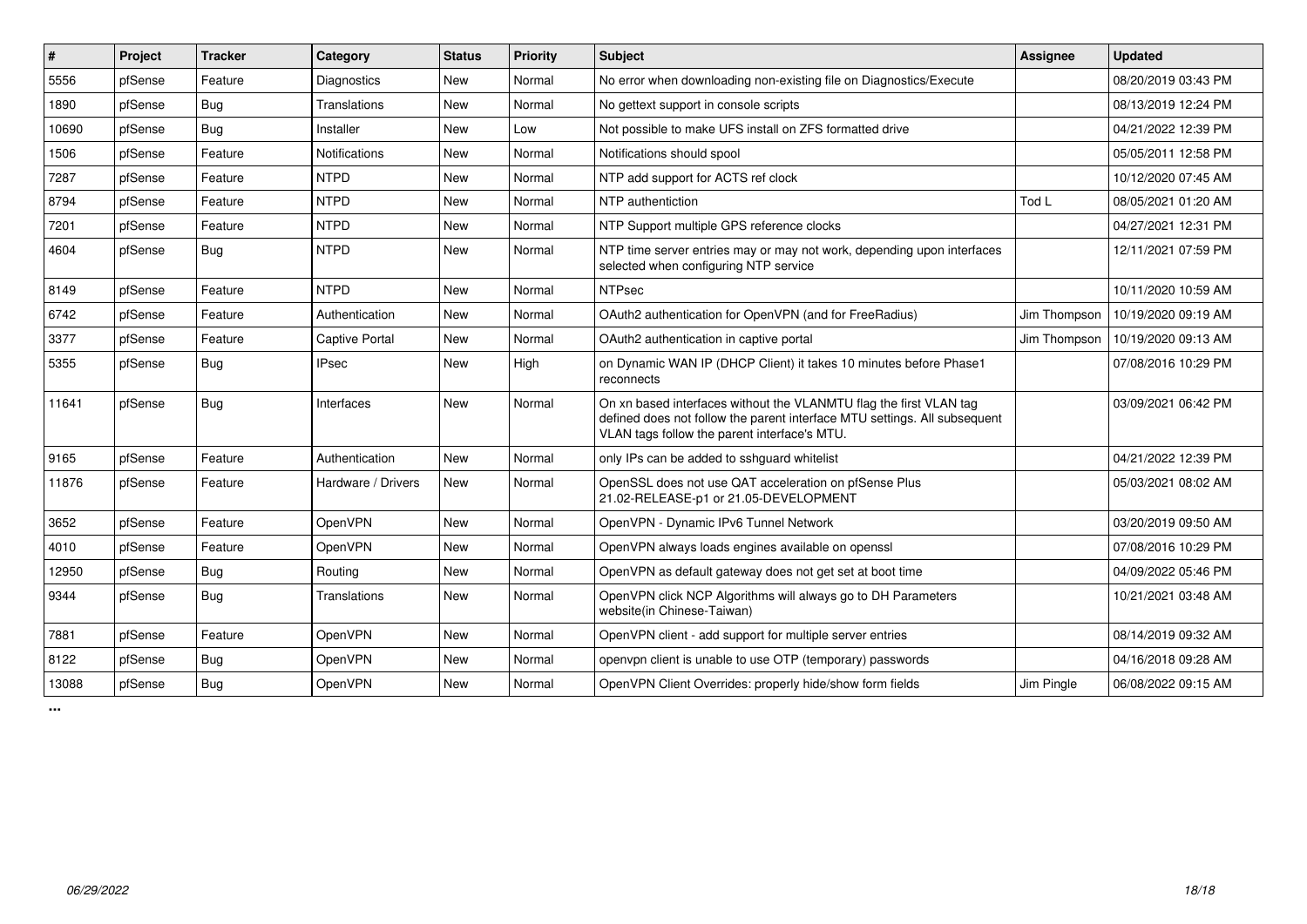| # | Project | Tracker | Category | Status | Priority | Subject | Assignee | Updated |
|---|---|---|---|---|---|---|---|---|
| 5556 | pfSense | Feature | Diagnostics | New | Normal | No error when downloading non-existing file on Diagnostics/Execute | | 08/20/2019 03:43 PM |
| 1890 | pfSense | Bug | Translations | New | Normal | No gettext support in console scripts | | 08/13/2019 12:24 PM |
| 10690 | pfSense | Bug | Installer | New | Low | Not possible to make UFS install on ZFS formatted drive | | 04/21/2022 12:39 PM |
| 1506 | pfSense | Feature | Notifications | New | Normal | Notifications should spool | | 05/05/2011 12:58 PM |
| 7287 | pfSense | Feature | NTPD | New | Normal | NTP add support for ACTS ref clock | | 10/12/2020 07:45 AM |
| 8794 | pfSense | Feature | NTPD | New | Normal | NTP authentiction | Tod L | 08/05/2021 01:20 AM |
| 7201 | pfSense | Feature | NTPD | New | Normal | NTP Support multiple GPS reference clocks | | 04/27/2021 12:31 PM |
| 4604 | pfSense | Bug | NTPD | New | Normal | NTP time server entries may or may not work, depending upon interfaces selected when configuring NTP service | | 12/11/2021 07:59 PM |
| 8149 | pfSense | Feature | NTPD | New | Normal | NTPsec | | 10/11/2020 10:59 AM |
| 6742 | pfSense | Feature | Authentication | New | Normal | OAuth2 authentication for OpenVPN (and for FreeRadius) | Jim Thompson | 10/19/2020 09:19 AM |
| 3377 | pfSense | Feature | Captive Portal | New | Normal | OAuth2 authentication in captive portal | Jim Thompson | 10/19/2020 09:13 AM |
| 5355 | pfSense | Bug | IPsec | New | High | on Dynamic WAN IP (DHCP Client) it takes 10 minutes before Phase1 reconnects | | 07/08/2016 10:29 PM |
| 11641 | pfSense | Bug | Interfaces | New | Normal | On xn based interfaces without the VLANMTU flag the first VLAN tag defined does not follow the parent interface MTU settings. All subsequent VLAN tags follow the parent interface's MTU. | | 03/09/2021 06:42 PM |
| 9165 | pfSense | Feature | Authentication | New | Normal | only IPs can be added to sshguard whitelist | | 04/21/2022 12:39 PM |
| 11876 | pfSense | Feature | Hardware / Drivers | New | Normal | OpenSSL does not use QAT acceleration on pfSense Plus 21.02-RELEASE-p1 or 21.05-DEVELOPMENT | | 05/03/2021 08:02 AM |
| 3652 | pfSense | Feature | OpenVPN | New | Normal | OpenVPN - Dynamic IPv6 Tunnel Network | | 03/20/2019 09:50 AM |
| 4010 | pfSense | Feature | OpenVPN | New | Normal | OpenVPN always loads engines available on openssl | | 07/08/2016 10:29 PM |
| 12950 | pfSense | Bug | Routing | New | Normal | OpenVPN as default gateway does not get set at boot time | | 04/09/2022 05:46 PM |
| 9344 | pfSense | Bug | Translations | New | Normal | OpenVPN click NCP Algorithms will always go to DH Parameters website(in Chinese-Taiwan) | | 10/21/2021 03:48 AM |
| 7881 | pfSense | Feature | OpenVPN | New | Normal | OpenVPN client - add support for multiple server entries | | 08/14/2019 09:32 AM |
| 8122 | pfSense | Bug | OpenVPN | New | Normal | openvpn client is unable to use OTP (temporary) passwords | | 04/16/2018 09:28 AM |
| 13088 | pfSense | Bug | OpenVPN | New | Normal | OpenVPN Client Overrides: properly hide/show form fields | Jim Pingle | 06/08/2022 09:15 AM |

...